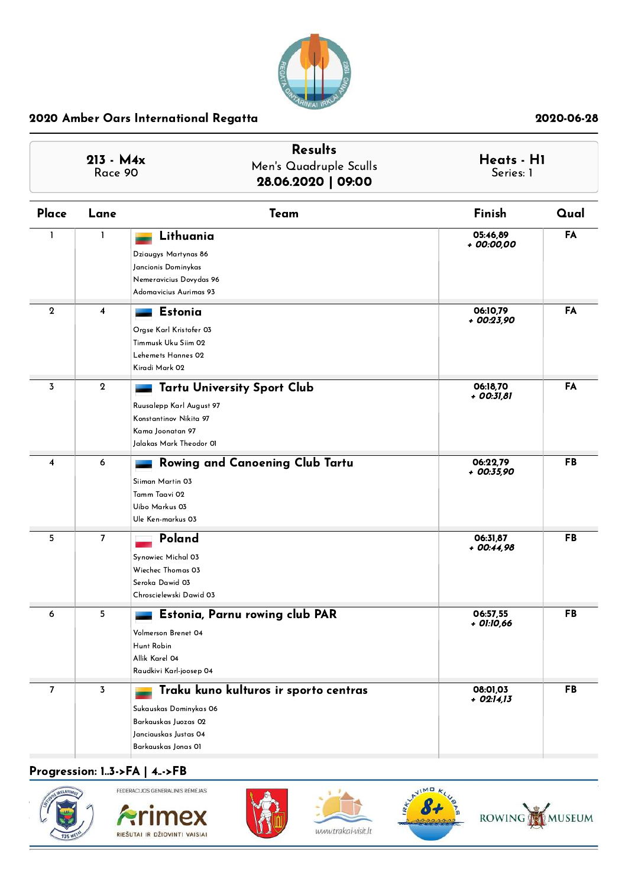## 2020 Amber Oars International Regatta

2020-06-28

| 213 - M4x<br>Race 90 | Results<br>Men's Quadruple Sculls<br>**28.06.2020 \| 09:00** | Heats - H1<br>Series: 1 |
|---|---|---|

| Place | Lane | Team | Finish | Qual |
|---|---|---|---|---|
| 1 | 1 | **Lithuania**<br>Dziaugys Martynas 86<br>Jancionis Dominykas<br>Nemeravicius Dovydas 96<br>Adomavicius Aurimas 93 | 05:46,89<br>*+ 00:00,00* | FA |
| 2 | 4 | **Estonia**<br>Orgse Karl Kristofer 03<br>Timmusk Uku Siim 02<br>Lehemets Hannes 02<br>Kiradi Mark 02 | 06:10,79<br>*+ 00:23,90* | FA |
| 3 | 2 | **Tartu University Sport Club**<br>Ruusalepp Karl August 97<br>Konstantinov Nikita 97<br>Kama Joonatan 97<br>Jalakas Mark Theodor 01 | 06:18,70<br>*+ 00:31,81* | FA |
| 4 | 6 | **Rowing and Canoening Club Tartu**<br>Siiman Martin 03<br>Tamm Taavi 02<br>Uibo Markus 03<br>Ule Ken-markus 03 | 06:22,79<br>*+ 00:35,90* | FB |
| 5 | 7 | **Poland**<br>Synowiec Michal 03<br>Wiechec Thomas 03<br>Seroka Dawid 03<br>Chroscielewski Dawid 03 | 06:31,87<br>*+ 00:44,98* | FB |
| 6 | 5 | **Estonia, Parnu rowing club PAR**<br>Volmerson Brenet 04<br>Hunt Robin<br>Allik Karel 04<br>Raudkivi Karl-joosep 04 | 06:57,55<br>*+ 01:10,66* | FB |
| 7 | 3 | **Traku kuno kulturos ir sporto centras**<br>Sukauskas Dominykas 06<br>Barkauskas Juozas 02<br>Janciauskas Justas 04<br>Barkauskas Jonas 01 | 08:01,03<br>*+ 02:14,13* | FB |

**Progression: 1..3->FA | 4..->FB**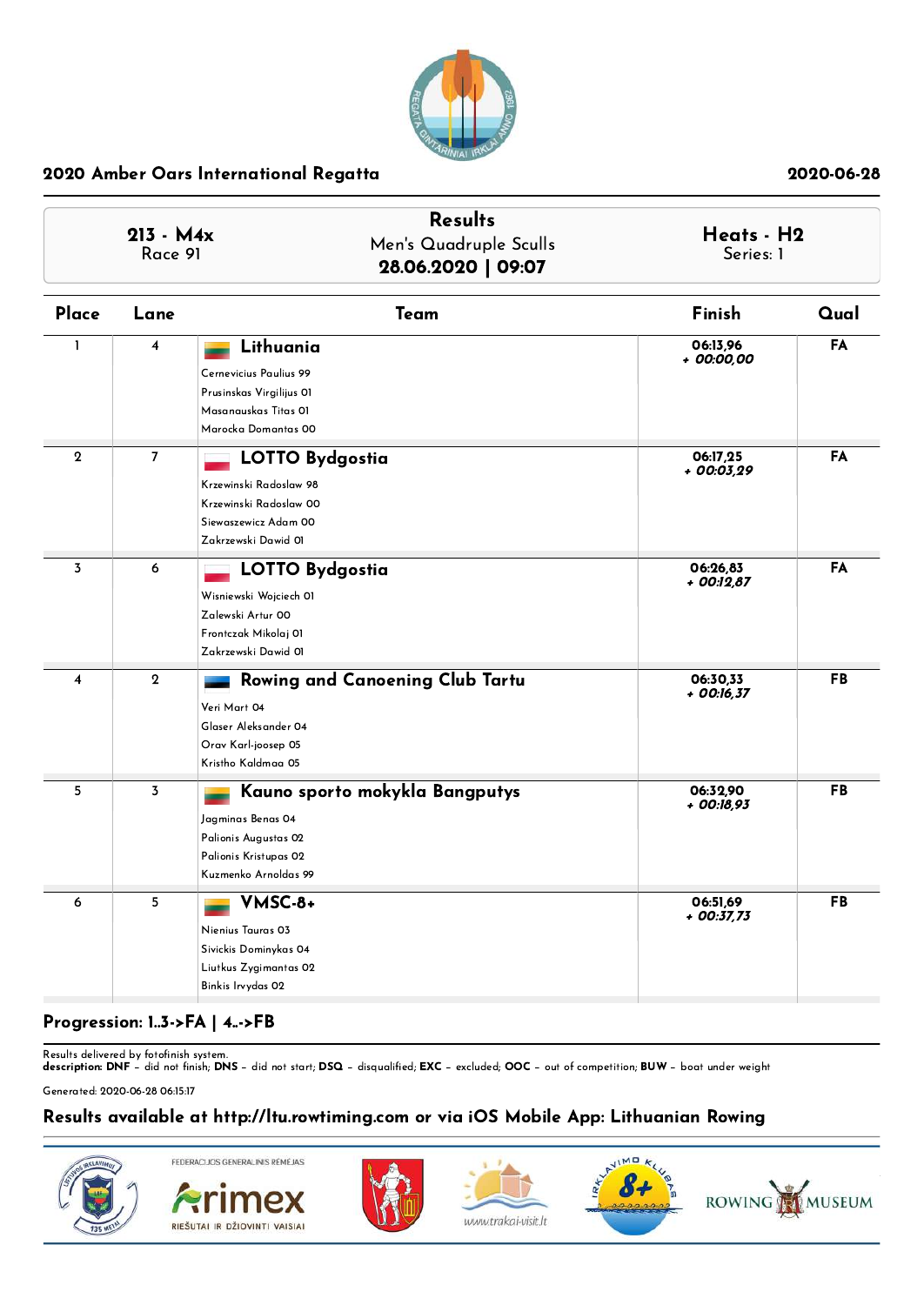## 2020 Amber Oars International Regatta

2020-06-28

**213 - M4x**
Race 91

**Results**
Men's Quadruple Sculls
**28.06.2020 | 09:07**

**Heats - H2**
Series: 1

| Place | Lane | Team | Finish | Qual |
|---|---|---|---|---|
| 1 | 4 | **Lithuania**<br>Cernevicius Paulius 99<br>Prusinskas Virgilijus 01<br>Masanauskas Titas 01<br>Marocka Domantas 00 | 06:13,96<br>*+ 00:00,00* | FA |
| 2 | 7 | **LOTTO Bydgostia**<br>Krzewinski Radoslaw 98<br>Krzewinski Radoslaw 00<br>Siewaszewicz Adam 00<br>Zakrzewski Dawid 01 | 06:17,25<br>*+ 00:03,29* | FA |
| 3 | 6 | **LOTTO Bydgostia**<br>Wisniewski Wojciech 01<br>Zalewski Artur 00<br>Frontczak Mikolaj 01<br>Zakrzewski Dawid 01 | 06:26,83<br>*+ 00:12,87* | FA |
| 4 | 2 | **Rowing and Canoening Club Tartu**<br>Veri Mart 04<br>Glaser Aleksander 04<br>Orav Karl-joosep 05<br>Kristho Kaldmaa 05 | 06:30,33<br>*+ 00:16,37* | FB |
| 5 | 3 | **Kauno sporto mokykla Bangputys**<br>Jagminas Benas 04<br>Palionis Augustas 02<br>Palionis Kristupas 02<br>Kuzmenko Arnoldas 99 | 06:32,90<br>*+ 00:18,93* | FB |
| 6 | 5 | **VMSC-8+**<br>Nienius Tauras 03<br>Sivickis Dominykas 04<br>Liutkus Zygimantas 02<br>Binkis Irvydas 02 | 06:51,69<br>*+ 00:37,73* | FB |

**Progression: 1..3->FA | 4..->FB**

Results delivered by fotofinish system.
**description: DNF** – did not finish; **DNS** – did not start; **DSQ** – disqualified; **EXC** – excluded; **OOC** – out of competition; **BUW** – boat under weight

Generated: 2020-06-28 06:15:17

**Results available at http://ltu.rowtiming.com or via iOS Mobile App: Lithuanian Rowing**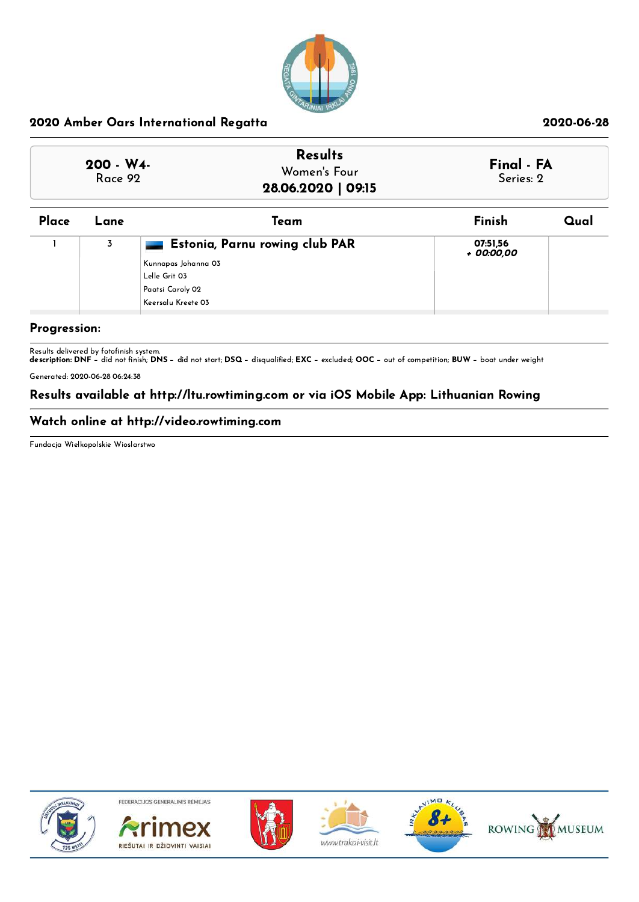## 2020 Amber Oars International Regatta

2020-06-28

| 200 - W4- Race 92 | Results Women's Four 28.06.2020 \| 09:15 | Final - FA Series: 2 |
|---|---|---|

| Place | Lane | Team | Finish | Qual |
|---|---|---|---|---|
| 1 | 3 | **Estonia, Parnu rowing club PAR**<br>Kunnapas Johanna 03<br>Lelle Grit 03<br>Paatsi Caroly 02<br>Keersalu Kreete 03 | 07:51,56<br>*+ 00:00,00* | |

**Progression:**

Results delivered by fotofinish system.
**description: DNF** – did not finish; **DNS** – did not start; **DSQ** – disqualified; **EXC** – excluded; **OOC** – out of competition; **BUW** – boat under weight

Generated: 2020-06-28 06:24:38

### Results available at http://ltu.rowtiming.com or via iOS Mobile App: Lithuanian Rowing

### Watch online at http://video.rowtiming.com

Fundacja Wielkopolskie Wioslarstwo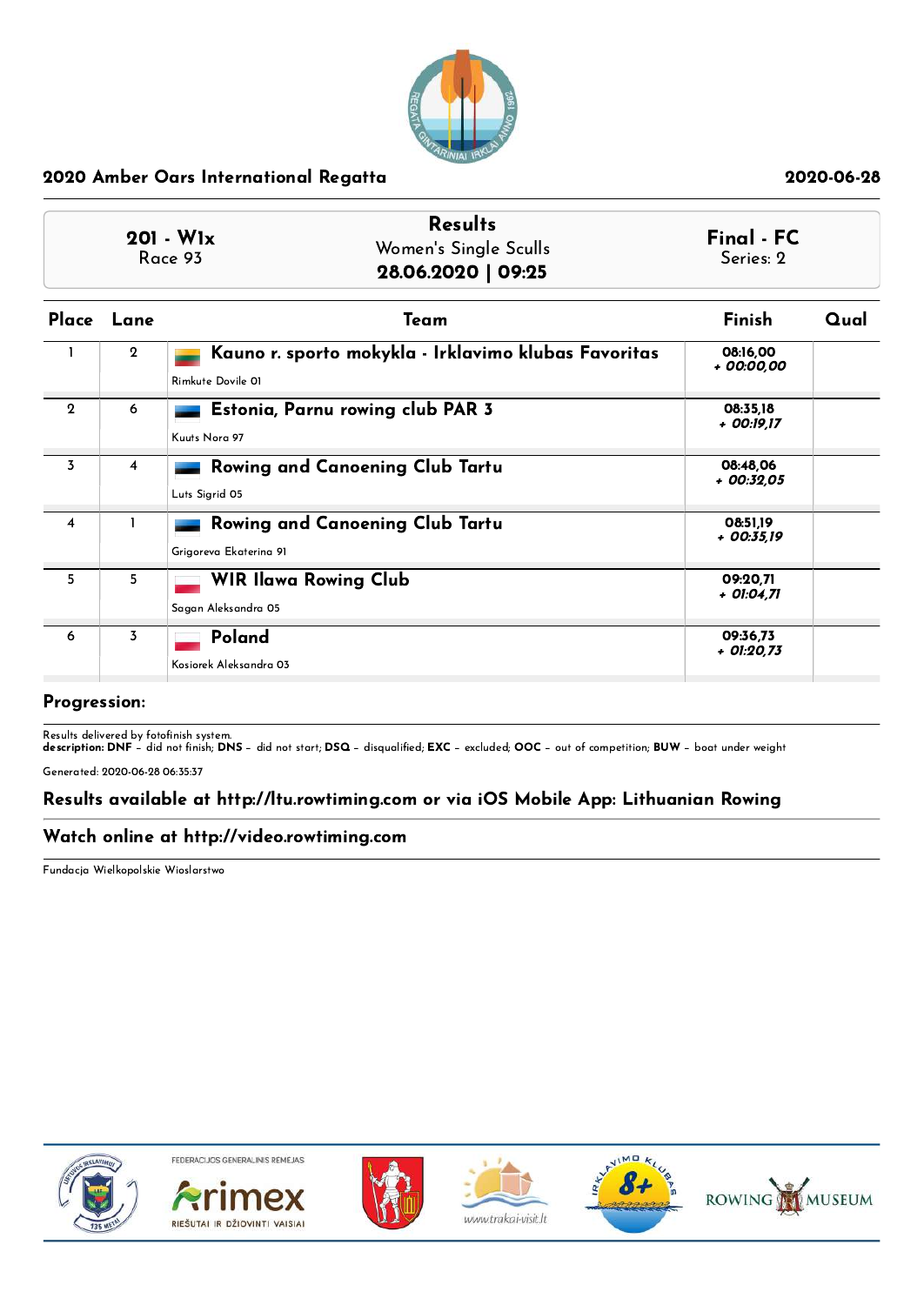## 2020 Amber Oars International Regatta

2020-06-28

| 201 - W1x<br>Race 93 | Results<br>Women's Single Sculls<br>28.06.2020 \| 09:25 | Final - FC<br>Series: 2 |
|---|---|---|

| Place | Lane | Team | Finish | Qual |
|---|---|---|---|---|
| 1 | 2 | **Kauno r. sporto mokykla - Irklavimo klubas Favoritas**<br>Rimkute Dovile 01 | 08:16,00<br>*+ 00:00,00* | |
| 2 | 6 | **Estonia, Parnu rowing club PAR 3**<br>Kuuts Nora 97 | 08:35,18<br>*+ 00:19,17* | |
| 3 | 4 | **Rowing and Canoening Club Tartu**<br>Luts Sigrid 05 | 08:48,06<br>*+ 00:32,05* | |
| 4 | 1 | **Rowing and Canoening Club Tartu**<br>Grigoreva Ekaterina 91 | 08:51,19<br>*+ 00:35,19* | |
| 5 | 5 | **WIR Ilawa Rowing Club**<br>Sagan Aleksandra 05 | 09:20,71<br>*+ 01:04,71* | |
| 6 | 3 | **Poland**<br>Kosiorek Aleksandra 03 | 09:36,73<br>*+ 01:20,73* | |

### Progression:

Results delivered by fotofinish system.
**description: DNF** – did not finish; **DNS** – did not start; **DSQ** – disqualified; **EXC** – excluded; **OOC** – out of competition; **BUW** – boat under weight

Generated: 2020-06-28 06:35:37

### Results available at http://ltu.rowtiming.com or via iOS Mobile App: Lithuanian Rowing

### Watch online at http://video.rowtiming.com

Fundacja Wielkopolskie Wioslarstwo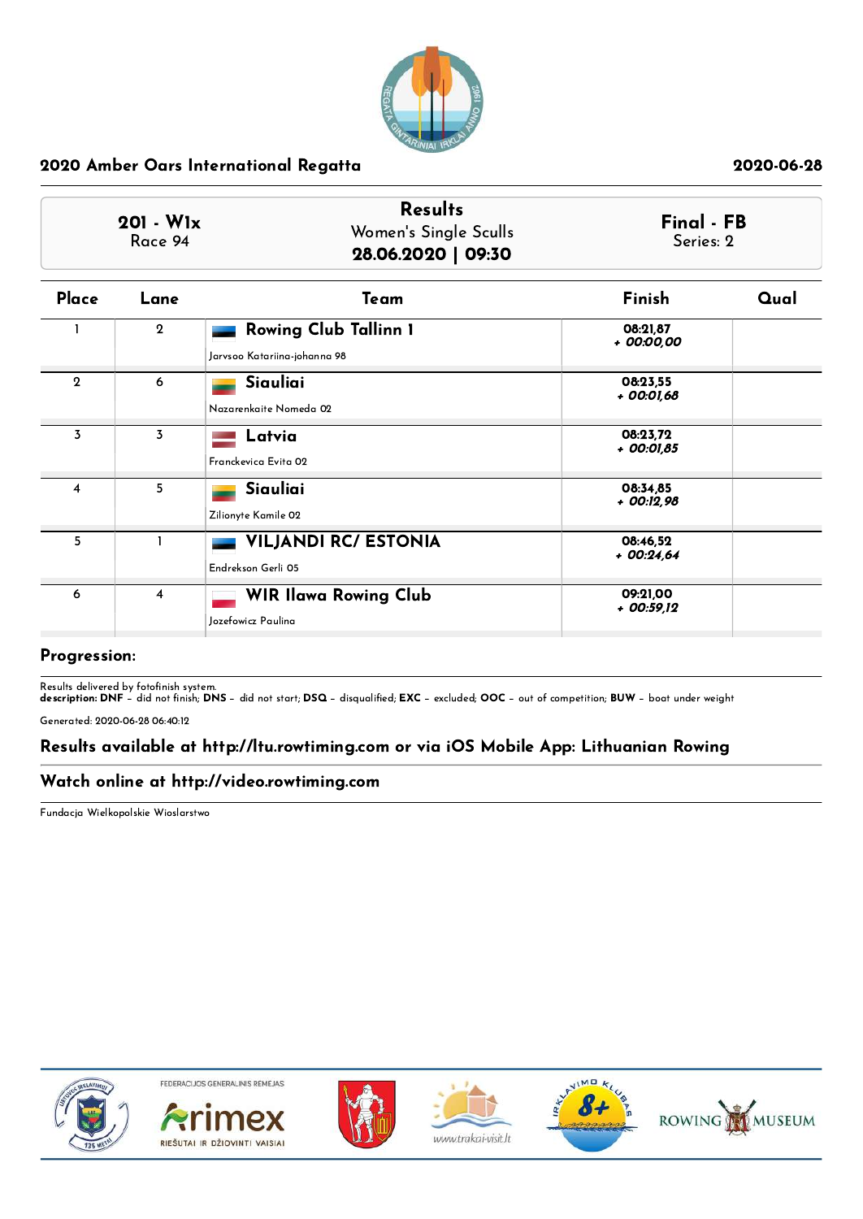## 2020 Amber Oars International Regatta

2020-06-28

| 201 - W1x Race 94 | Results Women's Single Sculls 28.06.2020 \| 09:30 | Final - FB Series: 2 |
|---|---|---|

| Place | Lane | Team | Finish | Qual |
|---|---|---|---|---|
| 1 | 2 | **Rowing Club Tallinn 1** Jarvsoo Katariina-johanna 98 | 08:21,87 *+ 00:00,00* | |
| 2 | 6 | **Siauliai** Nazarenkaite Nomeda 02 | 08:23,55 *+ 00:01,68* | |
| 3 | 3 | **Latvia** Franckevica Evita 02 | 08:23,72 *+ 00:01,85* | |
| 4 | 5 | **Siauliai** Zilionyte Kamile 02 | 08:34,85 *+ 00:12,98* | |
| 5 | 1 | **VILJANDI RC/ ESTONIA** Endrekson Gerli 05 | 08:46,52 *+ 00:24,64* | |
| 6 | 4 | **WIR Ilawa Rowing Club** Jozefowicz Paulina | 09:21,00 *+ 00:59,12* | |

**Progression:**

Results delivered by fotofinish system.
**description: DNF** – did not finish; **DNS** – did not start; **DSQ** – disqualified; **EXC** – excluded; **OOC** – out of competition; **BUW** – boat under weight

Generated: 2020-06-28 06:40:12

**Results available at http://ltu.rowtiming.com or via iOS Mobile App: Lithuanian Rowing**

**Watch online at http://video.rowtiming.com**

Fundacja Wielkopolskie Wioslarstwo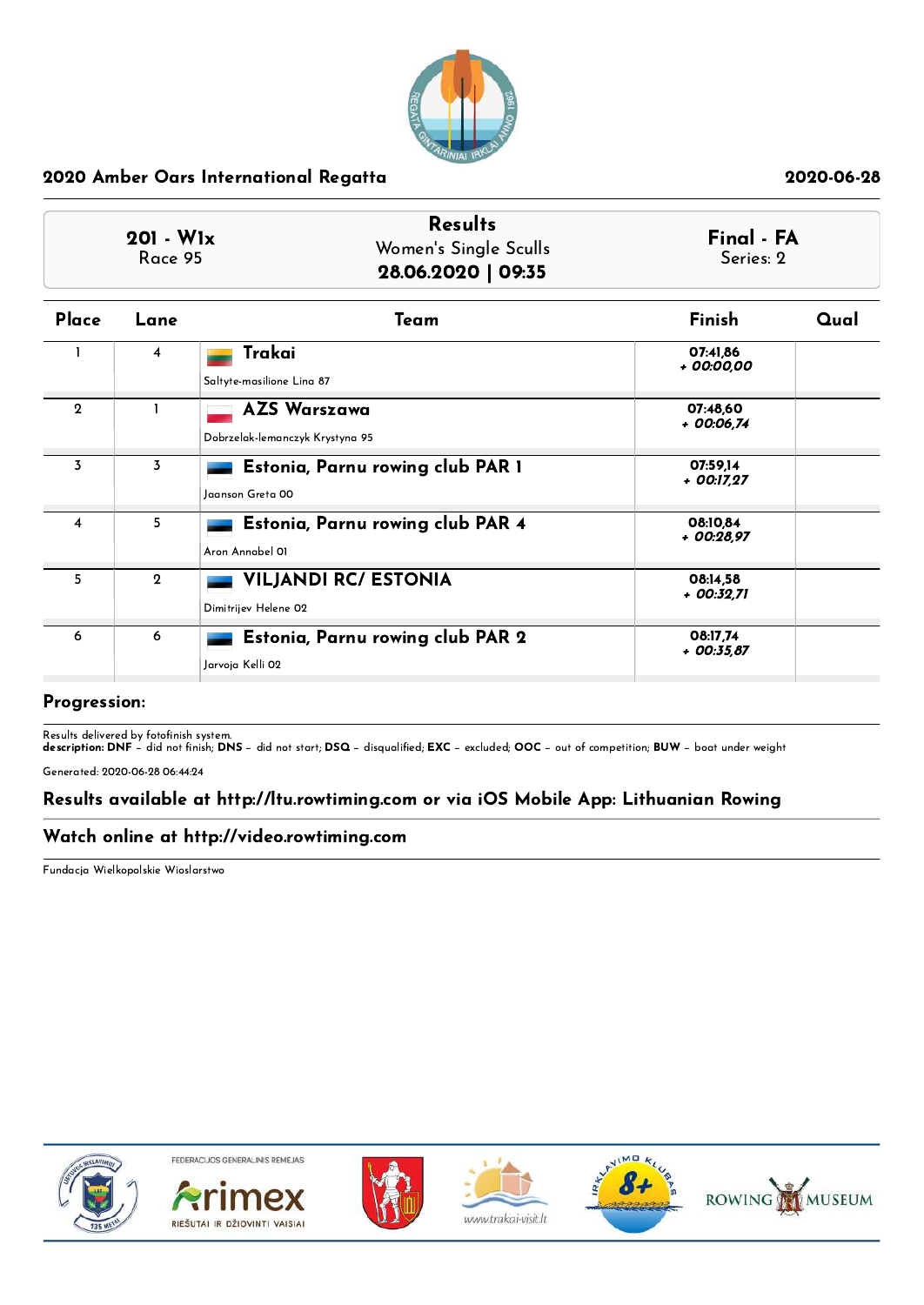## 2020 Amber Oars International Regatta

2020-06-28

| 201 - W1x<br>Race 95 | **Results**<br>Women's Single Sculls<br>**28.06.2020 \| 09:35** | **Final - FA**<br>Series: 2 |
|---|---|---|

| Place | Lane | Team | Finish | Qual |
|---|---|---|---|---|
| 1 | 4 | **Trakai**<br>Saltyte-masilione Lina 87 | 07:41,86<br>*+ 00:00,00* | |
| 2 | 1 | **AZS Warszawa**<br>Dobrzelak-lemanczyk Krystyna 95 | 07:48,60<br>*+ 00:06,74* | |
| 3 | 3 | **Estonia, Parnu rowing club PAR 1**<br>Joanson Greta 00 | 07:59,14<br>*+ 00:17,27* | |
| 4 | 5 | **Estonia, Parnu rowing club PAR 4**<br>Aron Annabel 01 | 08:10,84<br>*+ 00:28,97* | |
| 5 | 2 | **VILJANDI RC/ ESTONIA**<br>Dimitrijev Helene 02 | 08:14,58<br>*+ 00:32,71* | |
| 6 | 6 | **Estonia, Parnu rowing club PAR 2**<br>Jarvoja Kelli 02 | 08:17,74<br>*+ 00:35,87* | |

**Progression:**

Results delivered by fotofinish system.
**description: DNF** – did not finish; **DNS** – did not start; **DSQ** – disqualified; **EXC** – excluded; **OOC** – out of competition; **BUW** – boat under weight

Generated: 2020-06-28 06:44:24

### Results available at http://ltu.rowtiming.com or via iOS Mobile App: Lithuanian Rowing

### Watch online at http://video.rowtiming.com

Fundacja Wielkopolskie Wioslarstwo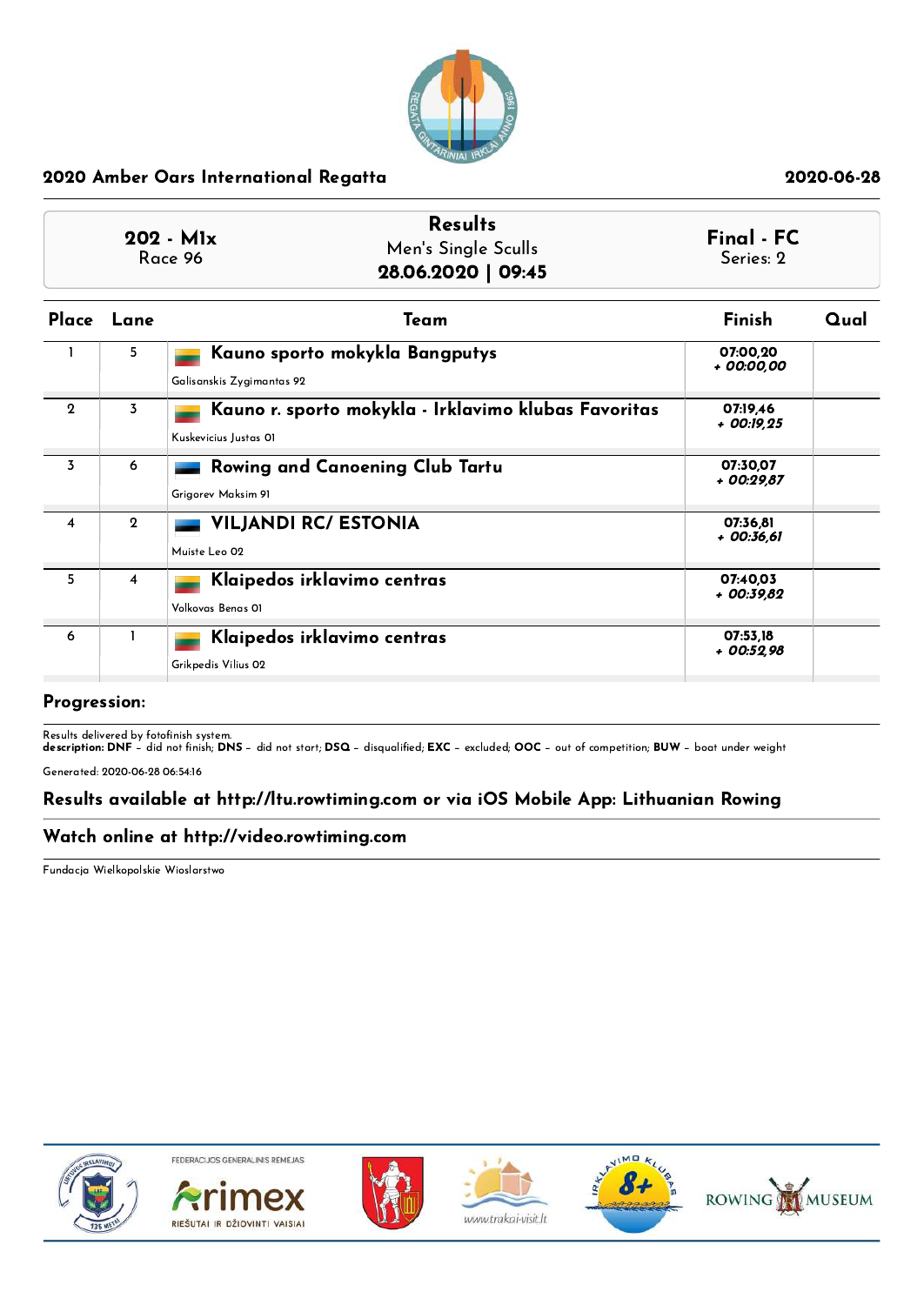## 2020 Amber Oars International Regatta

2020-06-28

| 202 - M1x<br>Race 96 | Results<br>Men's Single Sculls<br>**28.06.2020 \| 09:45** | Final - FC<br>Series: 2 |
|---|---|---|

| Place | Lane | Team | Finish | Qual |
|---|---|---|---|---|
| 1 | 5 | **Kauno sporto mokykla Bangputys**<br>Galisanskis Zygimantas 92 | **07:00,20**<br>***+ 00:00,00*** | |
| 2 | 3 | **Kauno r. sporto mokykla - Irklavimo klubas Favoritas**<br>Kuskevicius Justas 01 | **07:19,46**<br>***+ 00:19,25*** | |
| 3 | 6 | **Rowing and Canoening Club Tartu**<br>Grigorev Maksim 91 | **07:30,07**<br>***+ 00:29,87*** | |
| 4 | 2 | **VILJANDI RC/ ESTONIA**<br>Muiste Leo 02 | **07:36,81**<br>***+ 00:36,61*** | |
| 5 | 4 | **Klaipedos irklavimo centras**<br>Volkovas Benas 01 | **07:40,03**<br>***+ 00:39,82*** | |
| 6 | 1 | **Klaipedos irklavimo centras**<br>Grikpedis Vilius 02 | **07:53,18**<br>***+ 00:52,98*** | |

**Progression:**

Results delivered by fotofinish system.
**description: DNF** – did not finish; **DNS** – did not start; **DSQ** – disqualified; **EXC** – excluded; **OOC** – out of competition; **BUW** – boat under weight

Generated: 2020-06-28 06:54:16

**Results available at http://ltu.rowtiming.com or via iOS Mobile App: Lithuanian Rowing**

**Watch online at http://video.rowtiming.com**

Fundacja Wielkopolskie Wioslarstwo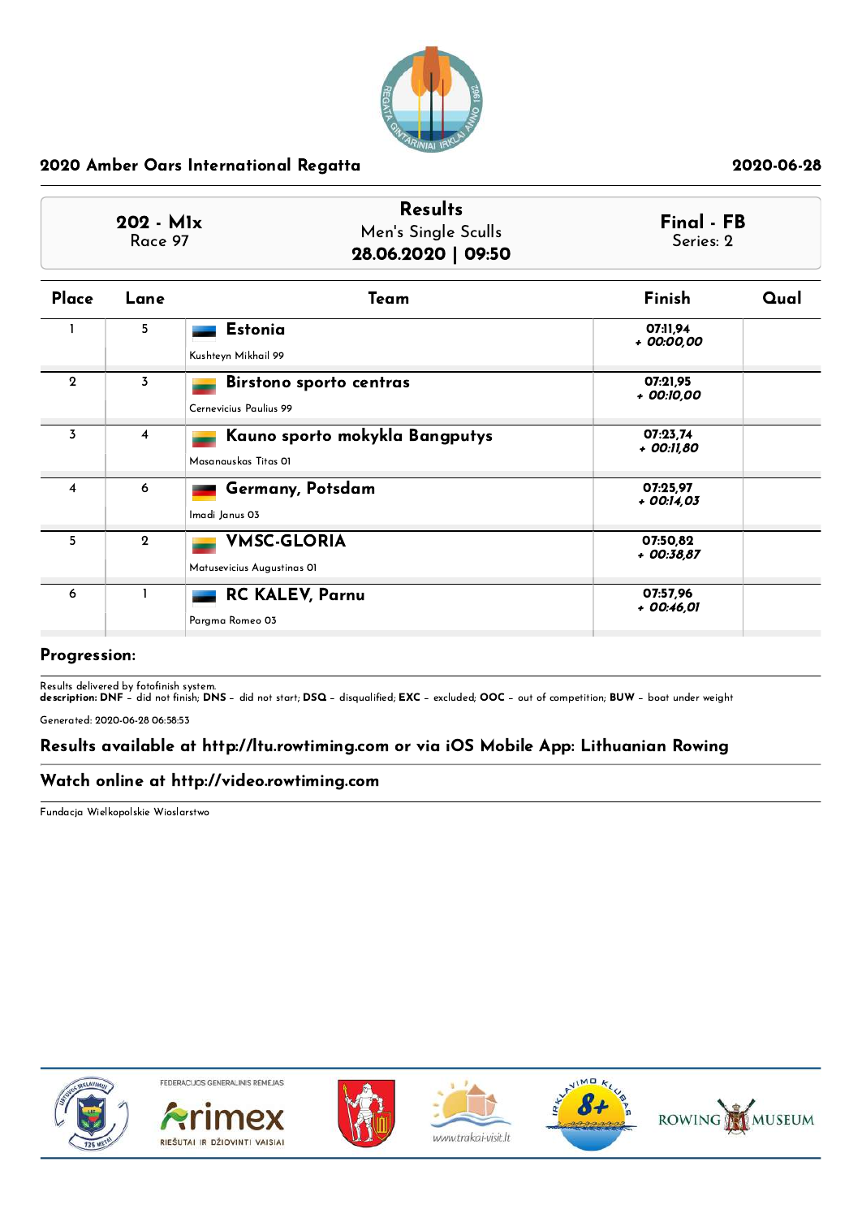## 2020 Amber Oars International Regatta

2020-06-28

| 202 - M1x<br>Race 97 | Results<br>Men's Single Sculls<br>**28.06.2020 \| 09:50** | Final - FB<br>Series: 2 |
|---|---|---|

| Place | Lane | Team | Finish | Qual |
|---|---|---|---|---|
| 1 | 5 | **Estonia**<br>Kushteyn Mikhail 99 | 07:11,94<br>*+ 00:00,00* | |
| 2 | 3 | **Birstono sporto centras**<br>Cernevicius Paulius 99 | 07:21,95<br>*+ 00:10,00* | |
| 3 | 4 | **Kauno sporto mokykla Bangputys**<br>Masanauskas Titas 01 | 07:23,74<br>*+ 00:11,80* | |
| 4 | 6 | **Germany, Potsdam**<br>Imadi Janus 03 | 07:25,97<br>*+ 00:14,03* | |
| 5 | 2 | **VMSC-GLORIA**<br>Matusevicius Augustinas 01 | 07:50,82<br>*+ 00:38,87* | |
| 6 | 1 | **RC KALEV, Parnu**<br>Pargma Romeo 03 | 07:57,96<br>*+ 00:46,01* | |

**Progression:**

Results delivered by fotofinish system.
**description: DNF** – did not finish; **DNS** – did not start; **DSQ** – disqualified; **EXC** – excluded; **OOC** – out of competition; **BUW** – boat under weight

Generated: 2020-06-28 06:58:53

**Results available at http://ltu.rowtiming.com or via iOS Mobile App: Lithuanian Rowing**

**Watch online at http://video.rowtiming.com**

Fundacja Wielkopolskie Wioslarstwo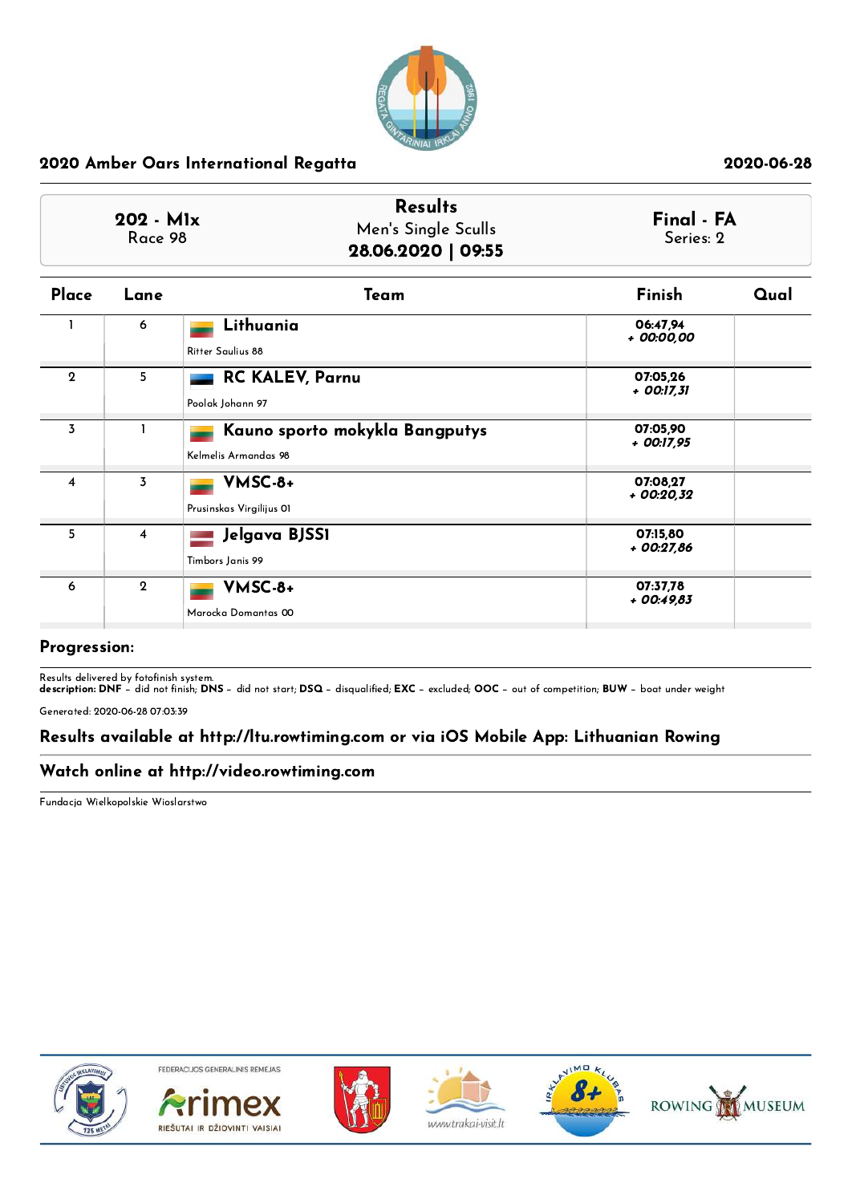## 2020 Amber Oars International Regatta

2020-06-28

| 202 - M1x<br>Race 98 | Results<br>Men's Single Sculls<br>**28.06.2020 \| 09:55** | Final - FA<br>Series: 2 |
|---|---|---|

| Place | Lane | Team | Finish | Qual |
|---|---|---|---|---|
| 1 | 6 | **Lithuania**<br>Ritter Saulius 88 | 06:47,94<br>*+ 00:00,00* | |
| 2 | 5 | **RC KALEV, Parnu**<br>Poolak Johann 97 | 07:05,26<br>*+ 00:17,31* | |
| 3 | 1 | **Kauno sporto mokykla Bangputys**<br>Kelmelis Armandas 98 | 07:05,90<br>*+ 00:17,95* | |
| 4 | 3 | **VMSC-8+**<br>Prusinskas Virgilijus 01 | 07:08,27<br>*+ 00:20,32* | |
| 5 | 4 | **Jelgava BJSSI**<br>Timbors Janis 99 | 07:15,80<br>*+ 00:27,86* | |
| 6 | 2 | **VMSC-8+**<br>Marocka Domantas 00 | 07:37,78<br>*+ 00:49,83* | |

**Progression:**

Results delivered by fotofinish system.
**description: DNF** – did not finish; **DNS** – did not start; **DSQ** – disqualified; **EXC** – excluded; **OOC** – out of competition; **BUW** – boat under weight

Generated: 2020-06-28 07:03:39

**Results available at http://ltu.rowtiming.com or via iOS Mobile App: Lithuanian Rowing**

**Watch online at http://video.rowtiming.com**

Fundacja Wielkopolskie Wioslarstwo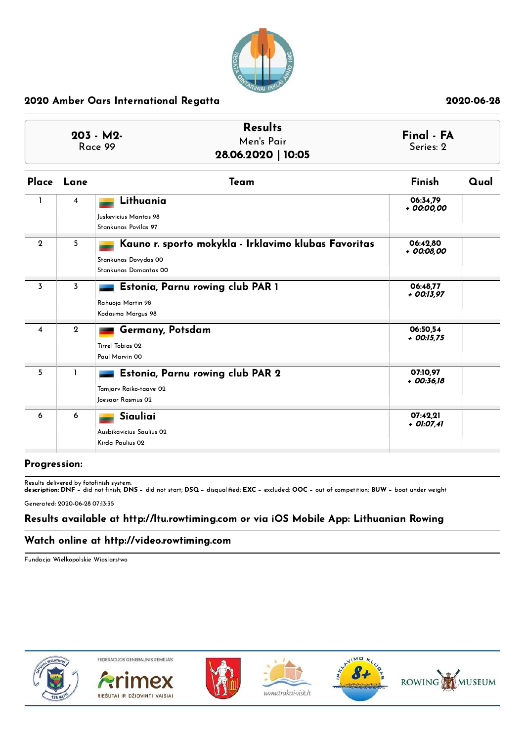## 2020 Amber Oars International Regatta

2020-06-28

| 203 - M2- Race 99 | Results Men's Pair 28.06.2020 \| 10:05 | Final - FA Series: 2 |
|---|---|---|

| Place | Lane | Team | Finish | Qual |
|---|---|---|---|---|
| 1 | 4 | **Lithuania**<br>Juskevicius Mantas 98<br>Stankunas Povilas 97 | 06:34,79<br>*+ 00:00,00* | |
| 2 | 5 | **Kauno r. sporto mokykla - Irklavimo klubas Favoritas**<br>Stankunas Dovydas 00<br>Stankunas Domantas 00 | 06:42,80<br>*+ 00:08,00* | |
| 3 | 3 | **Estonia, Parnu rowing club PAR 1**<br>Rahuoja Martin 98<br>Kodasma Margus 98 | 06:48,77<br>*+ 00:13,97* | |
| 4 | 2 | **Germany, Potsdam**<br>Tirrel Tobias 02<br>Paul Marvin 00 | 06:50,54<br>*+ 00:15,75* | |
| 5 | 1 | **Estonia, Parnu rowing club PAR 2**<br>Tamjarv Raiko-taave 02<br>Joesaar Rasmus 02 | 07:10,97<br>*+ 00:36,18* | |
| 6 | 6 | **Siauliai**<br>Ausbikavicius Saulius 02<br>Kirda Paulius 02 | 07:42,21<br>*+ 01:07,41* | |

**Progression:**

Results delivered by fotofinish system.
**description: DNF** – did not finish; **DNS** – did not start; **DSQ** – disqualified; **EXC** – excluded; **OOC** – out of competition; **BUW** – boat under weight

Generated: 2020-06-28 07:13:35

**Results available at http://ltu.rowtiming.com or via iOS Mobile App: Lithuanian Rowing**

**Watch online at http://video.rowtiming.com**

Fundacja Wielkopolskie Wioslarstwo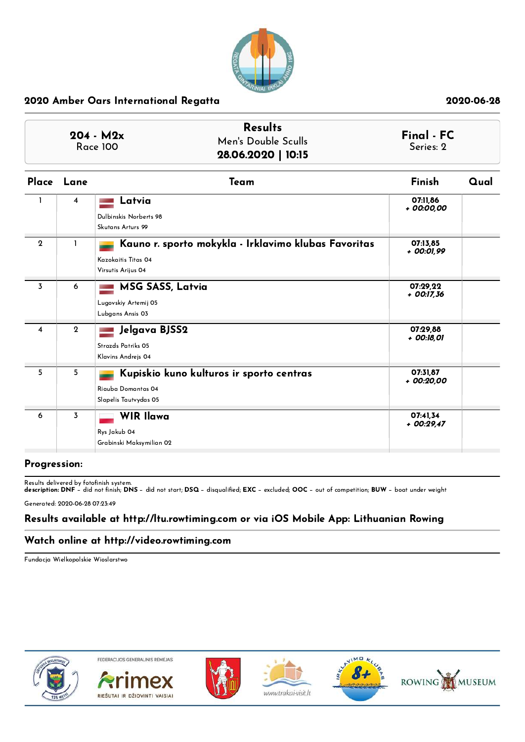## 2020 Amber Oars International Regatta

2020-06-28

| 204 - M2x<br>Race 100 | Results<br>Men's Double Sculls<br>28.06.2020 \| 10:15 | Final - FC<br>Series: 2 |
|---|---|---|

| Place | Lane | Team | Finish | Qual |
|---|---|---|---|---|
| 1 | 4 | **Latvia**<br>Dulbinskis Norberts 98<br>Skutans Arturs 99 | 07:11,86<br>*+ 00:00,00* | |
| 2 | 1 | **Kauno r. sporto mokykla - Irklavimo klubas Favoritas**<br>Kazokaitis Titas 04<br>Virsutis Arijus 04 | 07:13,85<br>*+ 00:01,99* | |
| 3 | 6 | **MSG SASS, Latvia**<br>Lugovskiy Artemij 05<br>Lubgans Ansis 03 | 07:29,22<br>*+ 00:17,36* | |
| 4 | 2 | **Jelgava BJSS2**<br>Strazds Patriks 05<br>Klavins Andrejs 04 | 07:29,88<br>*+ 00:18,01* | |
| 5 | 5 | **Kupiskio kuno kulturos ir sporto centras**<br>Riauba Domantas 04<br>Slapelis Tautvydas 05 | 07:31,87<br>*+ 00:20,00* | |
| 6 | 3 | **WIR Ilawa**<br>Rys Jakub 04<br>Grabinski Maksymilian 02 | 07:41,34<br>*+ 00:29,47* | |

### Progression:

Results delivered by fotofinish system.
**description: DNF** – did not finish; **DNS** – did not start; **DSQ** – disqualified; **EXC** – excluded; **OOC** – out of competition; **BUW** – boat under weight

Generated: 2020-06-28 07:23:49

### Results available at http://ltu.rowtiming.com or via iOS Mobile App: Lithuanian Rowing

### Watch online at http://video.rowtiming.com

Fundacja Wielkopolskie Wioslarstwo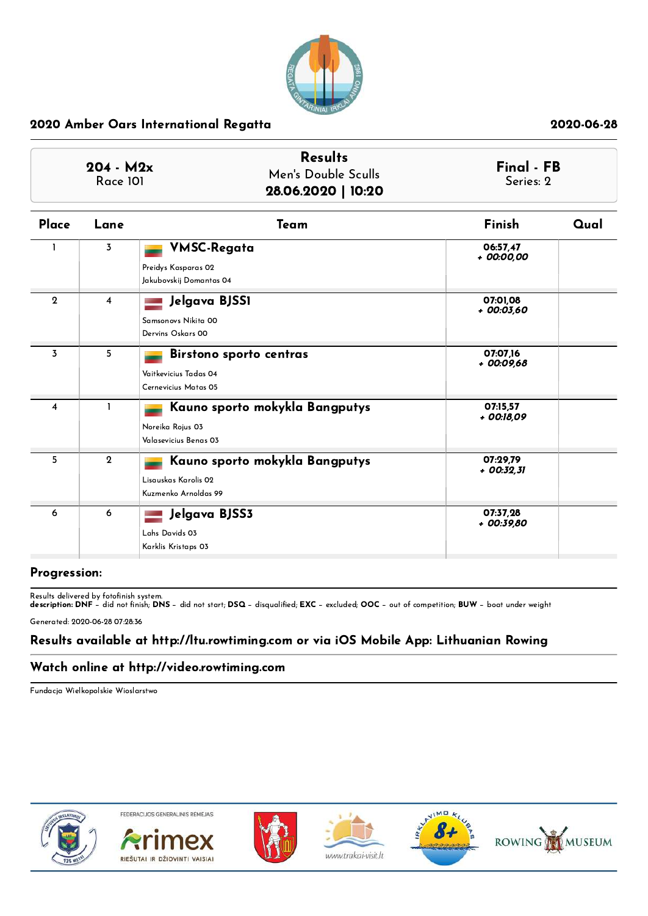## 2020 Amber Oars International Regatta

2020-06-28

| 204 - M2x Race 101 | Results Men's Double Sculls 28.06.2020 \| 10:20 | Final - FB Series: 2 |
|---|---|---|

| Place | Lane | Team | Finish | Qual |
|---|---|---|---|---|
| 1 | 3 | **VMSC-Regata**<br>Preidys Kasparas 02<br>Jakubovskij Domantas 04 | 06:57,47<br>*+ 00:00,00* | |
| 2 | 4 | **Jelgava BJSS1**<br>Samsonovs Nikita 00<br>Dervins Oskars 00 | 07:01,08<br>*+ 00:03,60* | |
| 3 | 5 | **Birstono sporto centras**<br>Vaitkevicius Tadas 04<br>Cernevicius Matas 05 | 07:07,16<br>*+ 00:09,68* | |
| 4 | 1 | **Kauno sporto mokykla Bangputys**<br>Noreika Rojus 03<br>Valasevicius Benas 03 | 07:15,57<br>*+ 00:18,09* | |
| 5 | 2 | **Kauno sporto mokykla Bangputys**<br>Lisauskas Karolis 02<br>Kuzmenko Arnoldas 99 | 07:29,79<br>*+ 00:32,31* | |
| 6 | 6 | **Jelgava BJSS3**<br>Lahs Davids 03<br>Karklis Kristaps 03 | 07:37,28<br>*+ 00:39,80* | |

**Progression:**

Results delivered by fotofinish system.
**description: DNF** – did not finish; **DNS** – did not start; **DSQ** – disqualified; **EXC** – excluded; **OOC** – out of competition; **BUW** – boat under weight

Generated: 2020-06-28 07:28:36

**Results available at http://ltu.rowtiming.com or via iOS Mobile App: Lithuanian Rowing**

**Watch online at http://video.rowtiming.com**

Fundacja Wielkopolskie Wioslarstwo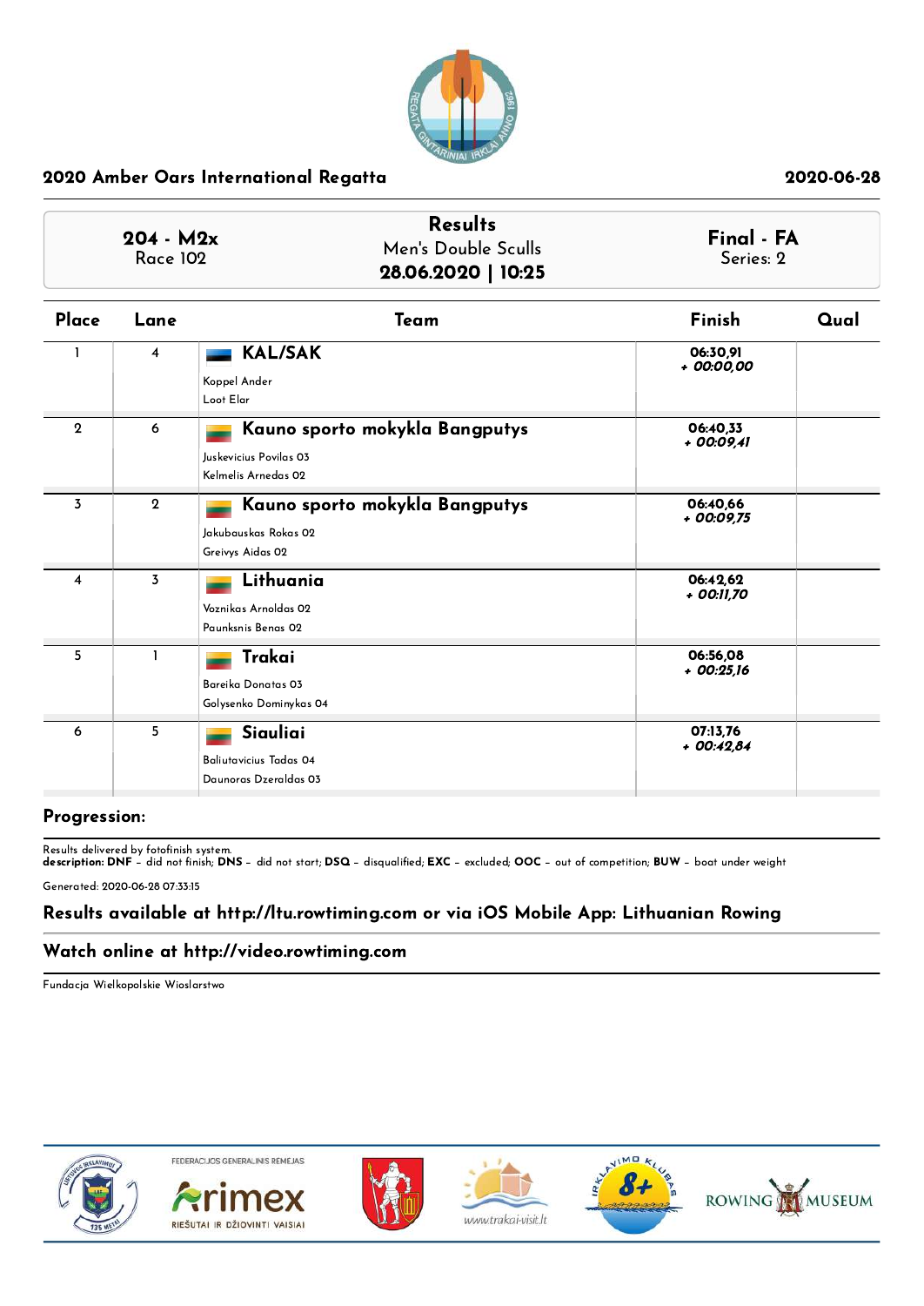## 2020 Amber Oars International Regatta

2020-06-28

| 204 - M2x Race 102 | Results Men's Double Sculls **28.06.2020 \| 10:25** | Final - FA Series: 2 |
|---|---|---|

| Place | Lane | Team | Finish | Qual |
|---|---|---|---|---|
| 1 | 4 | **KAL/SAK** Koppel Ander Loot Elar | 06:30,91 *+ 00:00,00* | |
| 2 | 6 | **Kauno sporto mokykla Bangputys** Juskevicius Povilas 03 Kelmelis Arnedas 02 | 06:40,33 *+ 00:09,41* | |
| 3 | 2 | **Kauno sporto mokykla Bangputys** Jakubauskas Rokas 02 Greivys Aidas 02 | 06:40,66 *+ 00:09,75* | |
| 4 | 3 | **Lithuania** Voznikas Arnoldas 02 Paunksnis Benas 02 | 06:42,62 *+ 00:11,70* | |
| 5 | 1 | **Trakai** Bareika Donatas 03 Golysenko Dominykas 04 | 06:56,08 *+ 00:25,16* | |
| 6 | 5 | **Siauliai** Baliutavicius Tadas 04 Daunoras Dzeraldas 03 | 07:13,76 *+ 00:42,84* | |

### Progression:

Results delivered by fotofinish system.
**description: DNF** – did not finish; **DNS** – did not start; **DSQ** – disqualified; **EXC** – excluded; **OOC** – out of competition; **BUW** – boat under weight

Generated: 2020-06-28 07:33:15

### Results available at http://ltu.rowtiming.com or via iOS Mobile App: Lithuanian Rowing

### Watch online at http://video.rowtiming.com

Fundacja Wielkopolskie Wioslarstwo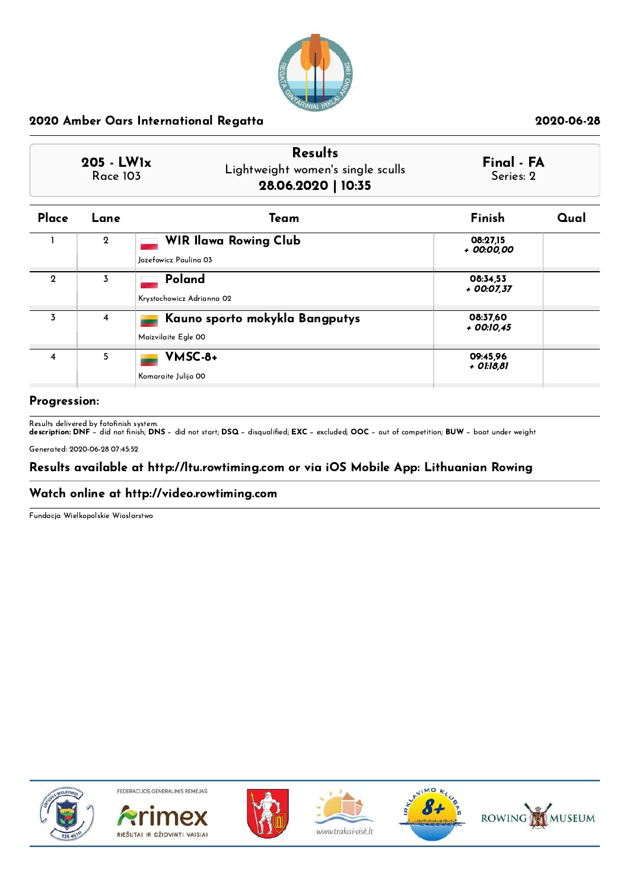## 2020 Amber Oars International Regatta

2020-06-28

| 205 - LW1x<br>Race 103 | Results<br>Lightweight women's single sculls<br>**28.06.2020 \| 10:35** | Final - FA<br>Series: 2 |
|---|---|---|

| Place | Lane | Team | Finish | Qual |
|---|---|---|---|---|
| 1 | 2 | **WIR Ilawa Rowing Club**<br>Jozefowicz Paulina 03 | 08:27,15<br>*+ 00:00,00* | |
| 2 | 3 | **Poland**<br>Krystochowicz Adrianna 02 | 08:34,53<br>*+ 00:07,37* | |
| 3 | 4 | **Kauno sporto mokykla Bangputys**<br>Maizvilaite Egle 00 | 08:37,60<br>*+ 00:10,45* | |
| 4 | 5 | **VMSC-8+**<br>Komaraite Julija 00 | 09:45,96<br>*+ 01:18,81* | |

### Progression:

Results delivered by fotofinish system.
**description: DNF** – did not finish; **DNS** – did not start; **DSQ** – disqualified; **EXC** – excluded; **OOC** – out of competition; **BUW** – boat under weight

Generated: 2020-06-28 07:45:52

### Results available at http://ltu.rowtiming.com or via iOS Mobile App: Lithuanian Rowing

### Watch online at http://video.rowtiming.com

Fundacja Wielkopolskie Wioslarstwo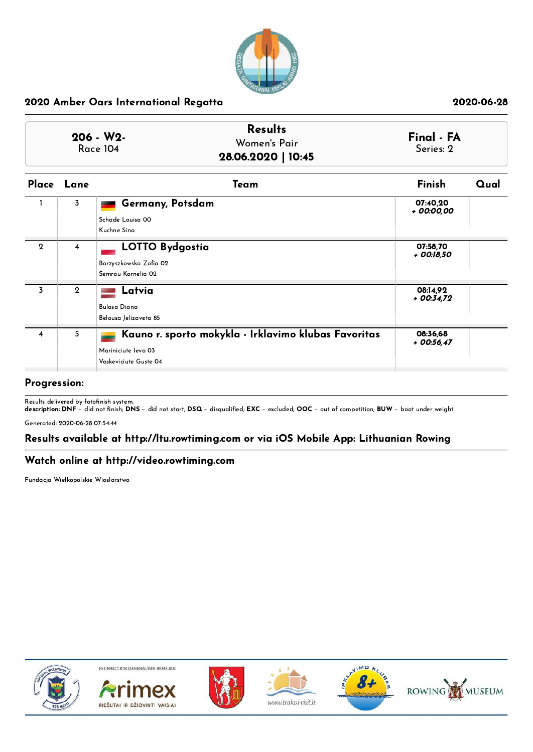## 2020 Amber Oars International Regatta

2020-06-28

| 206 - W2- Race 104 | Results Women's Pair 28.06.2020 \| 10:45 | Final - FA Series: 2 |
|---|---|---|

| Place | Lane | Team | Finish | Qual |
|---|---|---|---|---|
| 1 | 3 | **Germany, Potsdam**<br>Schade Louisa 00<br>Kuchne Sina | 07:40,20<br>+ 00:00,00 | |
| 2 | 4 | **LOTTO Bydgostia**<br>Borzyszkowska Zofia 02<br>Semrau Kornelia 02 | 07:58,70<br>+ 00:18,50 | |
| 3 | 2 | **Latvia**<br>Bulasa Diana<br>Belousa Jelizaveta 85 | 08:14,92<br>+ 00:34,72 | |
| 4 | 5 | **Kauno r. sporto mokykla - Irklavimo klubas Favoritas**<br>Mariniciute Ieva 03<br>Vaskeviciute Guste 04 | 08:36,68<br>+ 00:56,47 | |

**Progression:**

Results delivered by fotofinish system.
**description: DNF** – did not finish; **DNS** – did not start; **DSQ** – disqualified; **EXC** – excluded; **OOC** – out of competition; **BUW** – boat under weight

Generated: 2020-06-28 07:54:44

**Results available at http://ltu.rowtiming.com or via iOS Mobile App: Lithuanian Rowing**

**Watch online at http://video.rowtiming.com**

Fundacja Wielkopolskie Wioslarstwo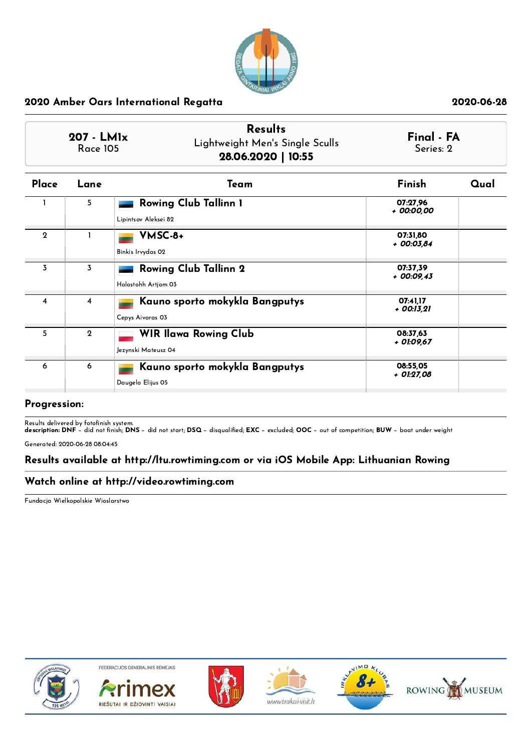## 2020 Amber Oars International Regatta

2020-06-28

| 207 - LM1x<br>Race 105 | Results<br>Lightweight Men's Single Sculls<br>**28.06.2020 \| 10:55** | Final - FA<br>Series: 2 |
|---|---|---|

| Place | Lane | Team | Finish | Qual |
|---|---|---|---|---|
| 1 | 5 | **Rowing Club Tallinn 1**<br>Lipintsov Aleksei 82 | 07:27,96<br>*+ 00:00,00* | |
| 2 | 1 | **VMSC-8+**<br>Binkis Irvydas 02 | 07:31,80<br>*+ 00:03,84* | |
| 3 | 3 | **Rowing Club Tallinn 2**<br>Holostohh Artjom 03 | 07:37,39<br>*+ 00:09,43* | |
| 4 | 4 | **Kauno sporto mokykla Bangputys**<br>Cepys Aivaras 03 | 07:41,17<br>*+ 00:13,21* | |
| 5 | 2 | **WIR Ilawa Rowing Club**<br>Jezynski Mateusz 04 | 08:37,63<br>*+ 01:09,67* | |
| 6 | 6 | **Kauno sporto mokykla Bangputys**<br>Daugela Elijus 05 | 08:55,05<br>*+ 01:27,08* | |

### Progression:

Results delivered by fotofinish system.
**description: DNF** – did not finish; **DNS** – did not start; **DSQ** – disqualified; **EXC** – excluded; **OOC** – out of competition; **BUW** – boat under weight

Generated: 2020-06-28 08:04:45

### Results available at http://ltu.rowtiming.com or via iOS Mobile App: Lithuanian Rowing

### Watch online at http://video.rowtiming.com

Fundacja Wielkopolskie Wioslarstwo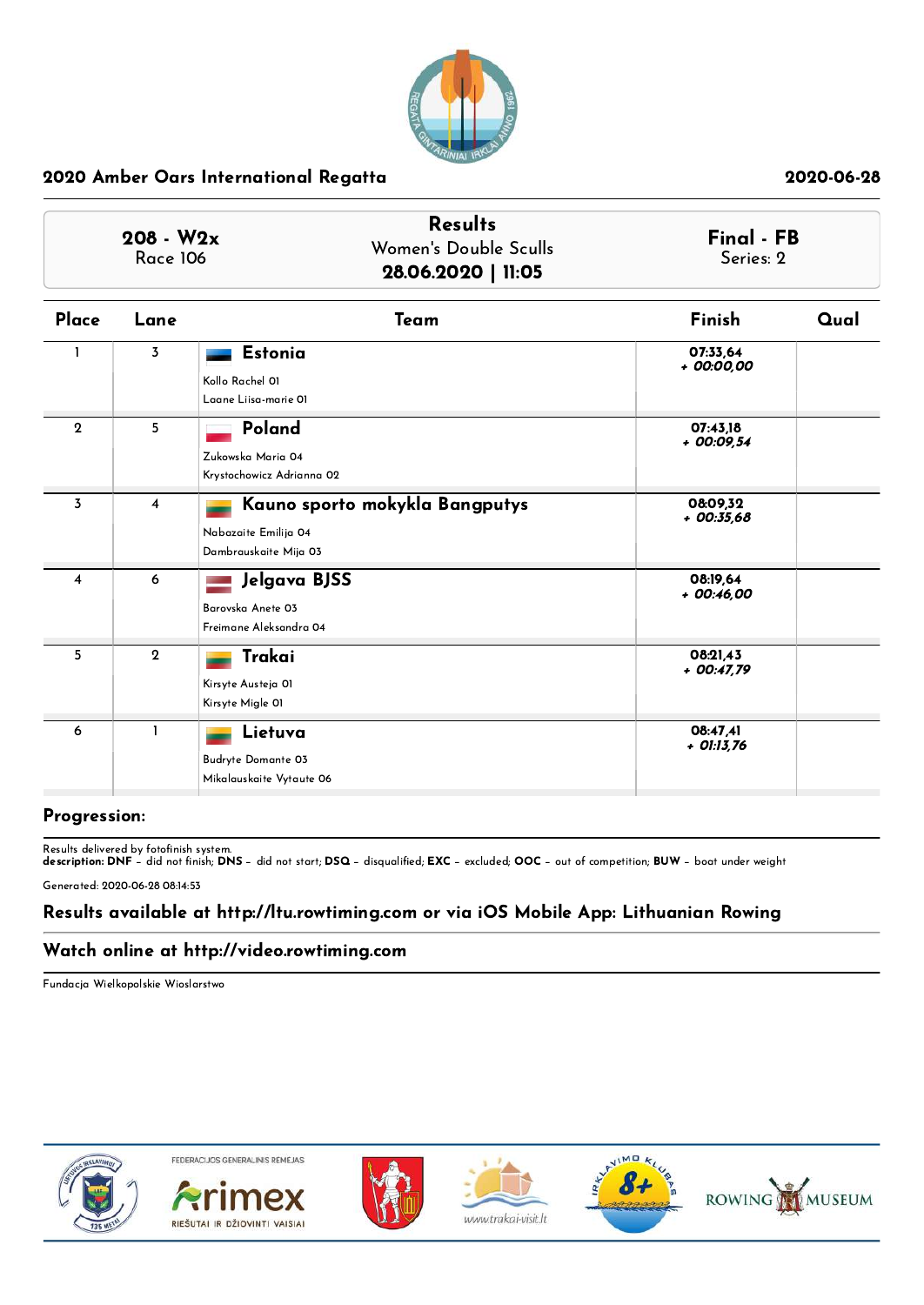## 2020 Amber Oars International Regatta

2020-06-28

| 208 - W2x Race 106 | Results Women's Double Sculls 28.06.2020 \| 11:05 | Final - FB Series: 2 |
|---|---|---|

| Place | Lane | Team | Finish | Qual |
|---|---|---|---|---|
| 1 | 3 | **Estonia**<br>Kollo Rachel 01<br>Laane Liisa-marie 01 | 07:33,64<br>*+ 00:00,00* | |
| 2 | 5 | **Poland**<br>Zukowska Maria 04<br>Krystochowicz Adrianna 02 | 07:43,18<br>*+ 00:09,54* | |
| 3 | 4 | **Kauno sporto mokykla Bangputys**<br>Nabazaite Emilija 04<br>Dambrauskaite Mija 03 | 08:09,32<br>*+ 00:35,68* | |
| 4 | 6 | **Jelgava BJSS**<br>Barovska Anete 03<br>Freimane Aleksandra 04 | 08:19,64<br>*+ 00:46,00* | |
| 5 | 2 | **Trakai**<br>Kirsyte Austeja 01<br>Kirsyte Migle 01 | 08:21,43<br>*+ 00:47,79* | |
| 6 | 1 | **Lietuva**<br>Budryte Domante 03<br>Mikalauskaite Vytaute 06 | 08:47,41<br>*+ 01:13,76* | |

**Progression:**

Results delivered by fotofinish system.
**description: DNF** – did not finish; **DNS** – did not start; **DSQ** – disqualified; **EXC** – excluded; **OOC** – out of competition; **BUW** – boat under weight

Generated: 2020-06-28 08:14:53

**Results available at http://ltu.rowtiming.com or via iOS Mobile App: Lithuanian Rowing**

**Watch online at http://video.rowtiming.com**

Fundacja Wielkopolskie Wioslarstwo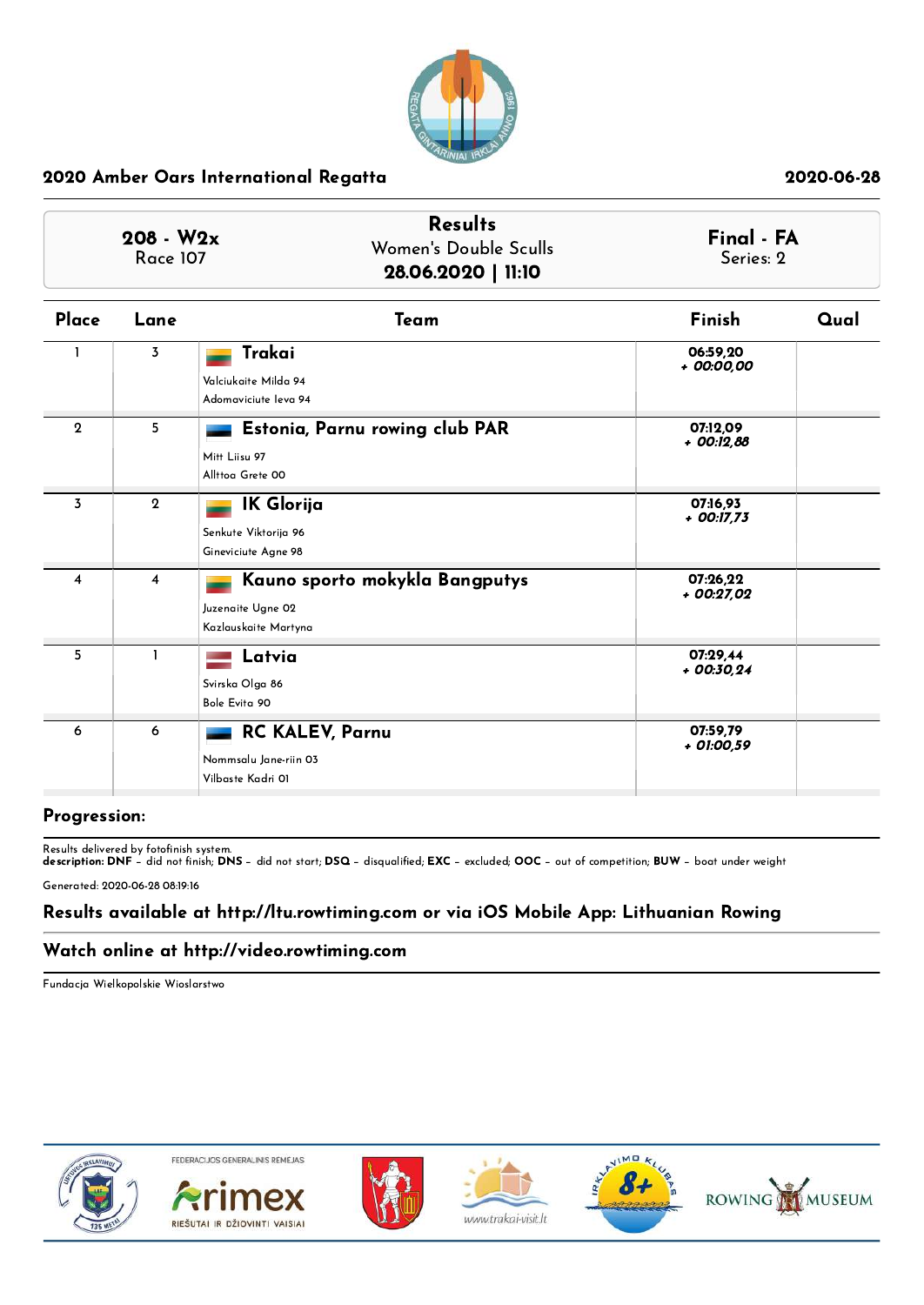## 2020 Amber Oars International Regatta

2020-06-28

**208 - W2x**
Race 107

**Results**
Women's Double Sculls
**28.06.2020 | 11:10**

**Final - FA**
Series: 2

| Place | Lane | Team | Finish | Qual |
|---|---|---|---|---|
| 1 | 3 | **Trakai**<br>Valciukaite Milda 94<br>Adomaviciute Ieva 94 | 06:59,20<br>*+ 00:00,00* | |
| 2 | 5 | **Estonia, Parnu rowing club PAR**<br>Mitt Liisu 97<br>Allttoa Grete 00 | 07:12,09<br>*+ 00:12,88* | |
| 3 | 2 | **IK Glorija**<br>Senkute Viktorija 96<br>Geneviciute Agne 98 | 07:16,93<br>*+ 00:17,73* | |
| 4 | 4 | **Kauno sporto mokykla Bangputys**<br>Juzenaite Ugne 02<br>Kazlauskaite Martyna | 07:26,22<br>*+ 00:27,02* | |
| 5 | 1 | **Latvia**<br>Svirska Olga 86<br>Bole Evita 90 | 07:29,44<br>*+ 00:30,24* | |
| 6 | 6 | **RC KALEV, Parnu**<br>Nommsalu Jane-riin 03<br>Vilbaste Kadri 01 | 07:59,79<br>*+ 01:00,59* | |

**Progression:**

Results delivered by fotofinish system.
**description: DNF** – did not finish; **DNS** – did not start; **DSQ** – disqualified; **EXC** – excluded; **OOC** – out of competition; **BUW** – boat under weight

Generated: 2020-06-28 08:19:16

**Results available at http://ltu.rowtiming.com or via iOS Mobile App: Lithuanian Rowing**

**Watch online at http://video.rowtiming.com**

Fundacja Wielkopolskie Wioslarstwo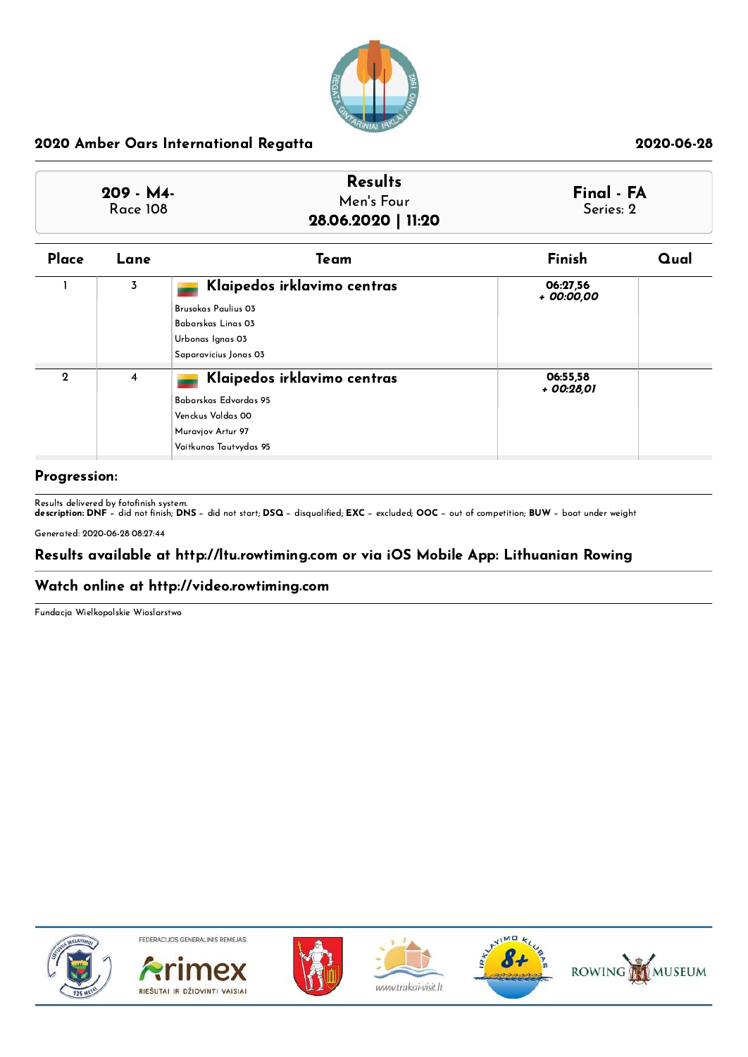## 2020 Amber Oars International Regatta

2020-06-28

| 209 - M4- Race 108 | Results Men's Four 28.06.2020 \| 11:20 | Final - FA Series: 2 |
|---|---|---|

| Place | Lane | Team | Finish | Qual |
|---|---|---|---|---|
| 1 | 3 | **Klaipedos irklavimo centras**<br>Brusokas Paulius 03<br>Babarskas Linas 03<br>Urbonas Ignas 03<br>Saparavicius Jonas 03 | 06:27,56<br>*+ 00:00,00* | |
| 2 | 4 | **Klaipedos irklavimo centras**<br>Babarskas Edvardas 95<br>Venckus Valdas 00<br>Muravjov Artur 97<br>Vaitkunas Tautvydas 95 | 06:55,58<br>*+ 00:28,01* | |

**Progression:**

Results delivered by fotofinish system.
**description: DNF** – did not finish; **DNS** – did not start; **DSQ** – disqualified; **EXC** – excluded; **OOC** – out of competition; **BUW** – boat under weight

Generated: 2020-06-28 08:27:44

**Results available at http://ltu.rowtiming.com or via iOS Mobile App: Lithuanian Rowing**

**Watch online at http://video.rowtiming.com**

Fundacja Wielkopolskie Wioslarstwo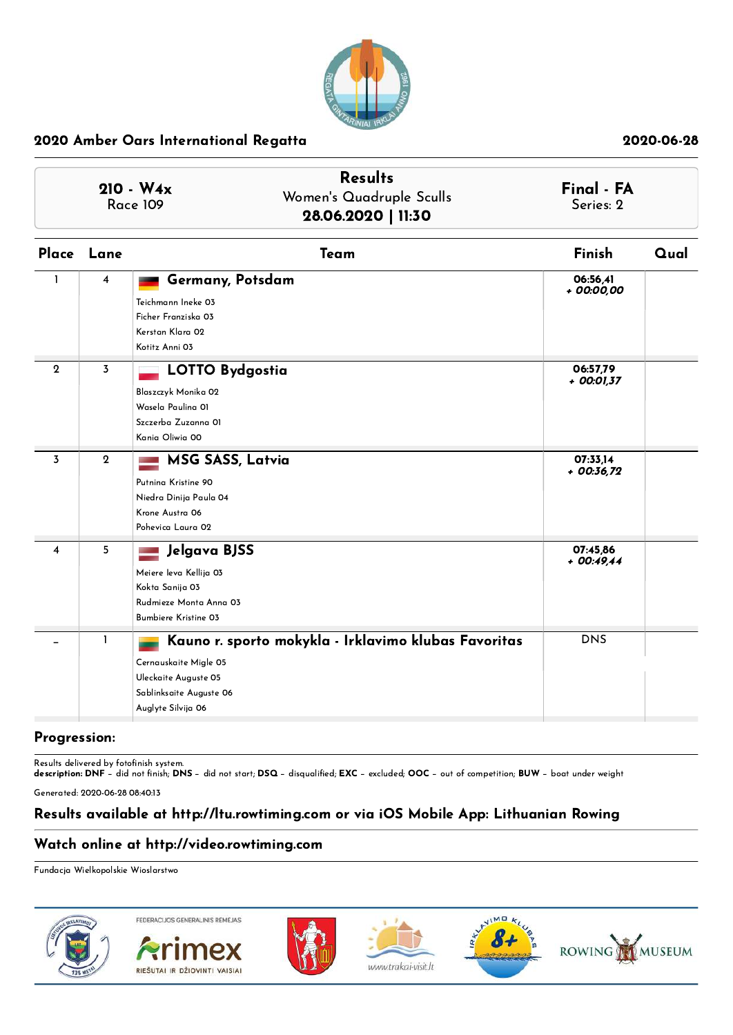## 2020 Amber Oars International Regatta

2020-06-28

**210 - W4x**
Race 109

**Results**
Women's Quadruple Sculls
**28.06.2020 | 11:30**

**Final - FA**
Series: 2

| Place | Lane | Team | Finish | Qual |
|---|---|---|---|---|
| 1 | 4 | **Germany, Potsdam**<br>Teichmann Ineke 03<br>Ficher Franziska 03<br>Kerstan Klara 02<br>Kotitz Anni 03 | 06:56,41<br>*+ 00:00,00* | |
| 2 | 3 | **LOTTO Bydgostia**<br>Blaszczyk Monika 02<br>Wasela Paulina 01<br>Szczerba Zuzanna 01<br>Kania Oliwia 00 | 06:57,79<br>*+ 00:01,37* | |
| 3 | 2 | **MSG SASS, Latvia**<br>Putnina Kristine 90<br>Niedra Dinija Paula 04<br>Krone Austra 06<br>Pohevica Laura 02 | 07:33,14<br>*+ 00:36,72* | |
| 4 | 5 | **Jelgava BJSS**<br>Meiere Ieva Kellija 03<br>Kokta Sanija 03<br>Rudmieze Monta Anna 03<br>Bumbiere Kristine 03 | 07:45,86<br>*+ 00:49,44* | |
| – | 1 | **Kauno r. sporto mokykla - Irklavimo klubas Favoritas**<br>Cernauskaite Migle 05<br>Uleckaite Auguste 05<br>Sablinksaite Auguste 06<br>Auglyte Silvija 06 | DNS | |

### Progression:

Results delivered by fotofinish system.
**description: DNF** – did not finish; **DNS** – did not start; **DSQ** – disqualified; **EXC** – excluded; **OOC** – out of competition; **BUW** – boat under weight

Generated: 2020-06-28 08:40:13

### Results available at http://ltu.rowtiming.com or via iOS Mobile App: Lithuanian Rowing

### Watch online at http://video.rowtiming.com

Fundacja Wielkopolskie Wioslarstwo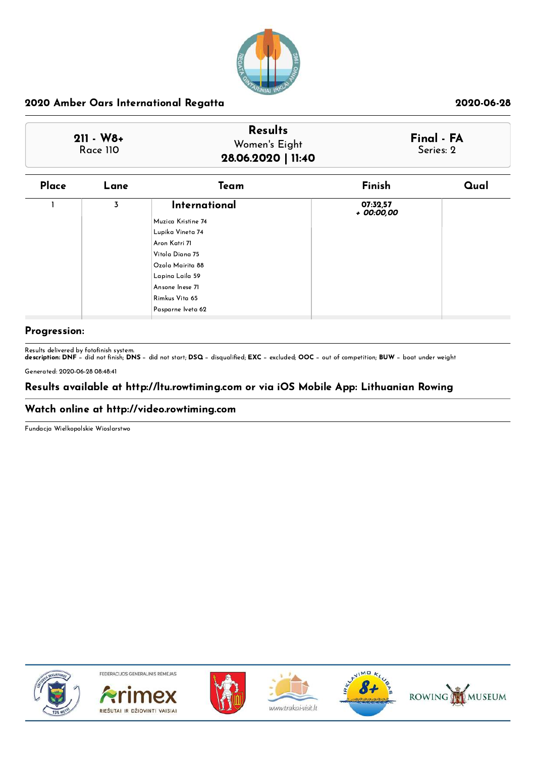## 2020 Amber Oars International Regatta

2020-06-28

| 211 - W8+ Race 110 | Results Women's Eight **28.06.2020 \| 11:40** | Final - FA Series: 2 |
|---|---|---|

| Place | Lane | Team | Finish | Qual |
|---|---|---|---|---|
| 1 | 3 | **International**<br>Muzica Kristine 74<br>Lupika Vineta 74<br>Aron Katri 71<br>Vitola Diana 75<br>Ozola Mairita 88<br>Lapina Laila 59<br>Ansone Inese 71<br>Rimkus Vita 65<br>Pasparne Iveta 62 | 07:32,57<br>*+ 00:00,00* | |

**Progression:**

Results delivered by fotofinish system.
**description: DNF** – did not finish; **DNS** – did not start; **DSQ** – disqualified; **EXC** – excluded; **OOC** – out of competition; **BUW** – boat under weight

Generated: 2020-06-28 08:48:41

### Results available at http://ltu.rowtiming.com or via iOS Mobile App: Lithuanian Rowing

### Watch online at http://video.rowtiming.com

Fundacja Wielkopolskie Wioslarstwo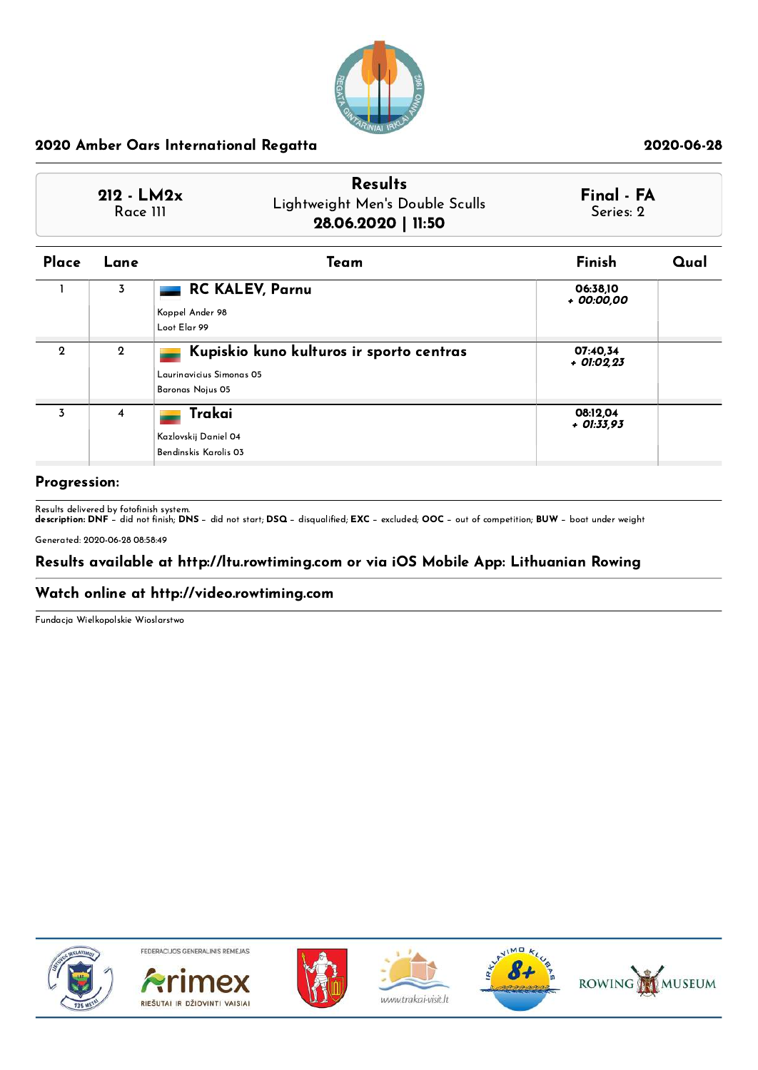## 2020 Amber Oars International Regatta

2020-06-28

| 212 - LM2x<br>Race 111 | Results<br>Lightweight Men's Double Sculls<br>**28.06.2020 \| 11:50** | Final - FA<br>Series: 2 |
|---|---|---|

| Place | Lane | Team | Finish | Qual |
|---|---|---|---|---|
| 1 | 3 | **RC KALEV, Parnu**<br>Koppel Ander 98<br>Loot Elar 99 | 06:38,10<br>*+ 00:00,00* | |
| 2 | 2 | **Kupiskio kuno kulturos ir sporto centras**<br>Laurinavicius Simonas 05<br>Baronas Nojus 05 | 07:40,34<br>*+ 01:02,23* | |
| 3 | 4 | **Trakai**<br>Kazlovskij Daniel 04<br>Bendinskis Karolis 03 | 08:12,04<br>*+ 01:33,93* | |

### Progression:

Results delivered by fotofinish system.
**description: DNF** – did not finish; **DNS** – did not start; **DSQ** – disqualified; **EXC** – excluded; **OOC** – out of competition; **BUW** – boat under weight

Generated: 2020-06-28 08:58:49

### Results available at http://ltu.rowtiming.com or via iOS Mobile App: Lithuanian Rowing

### Watch online at http://video.rowtiming.com

Fundacja Wielkopolskie Wioslarstwo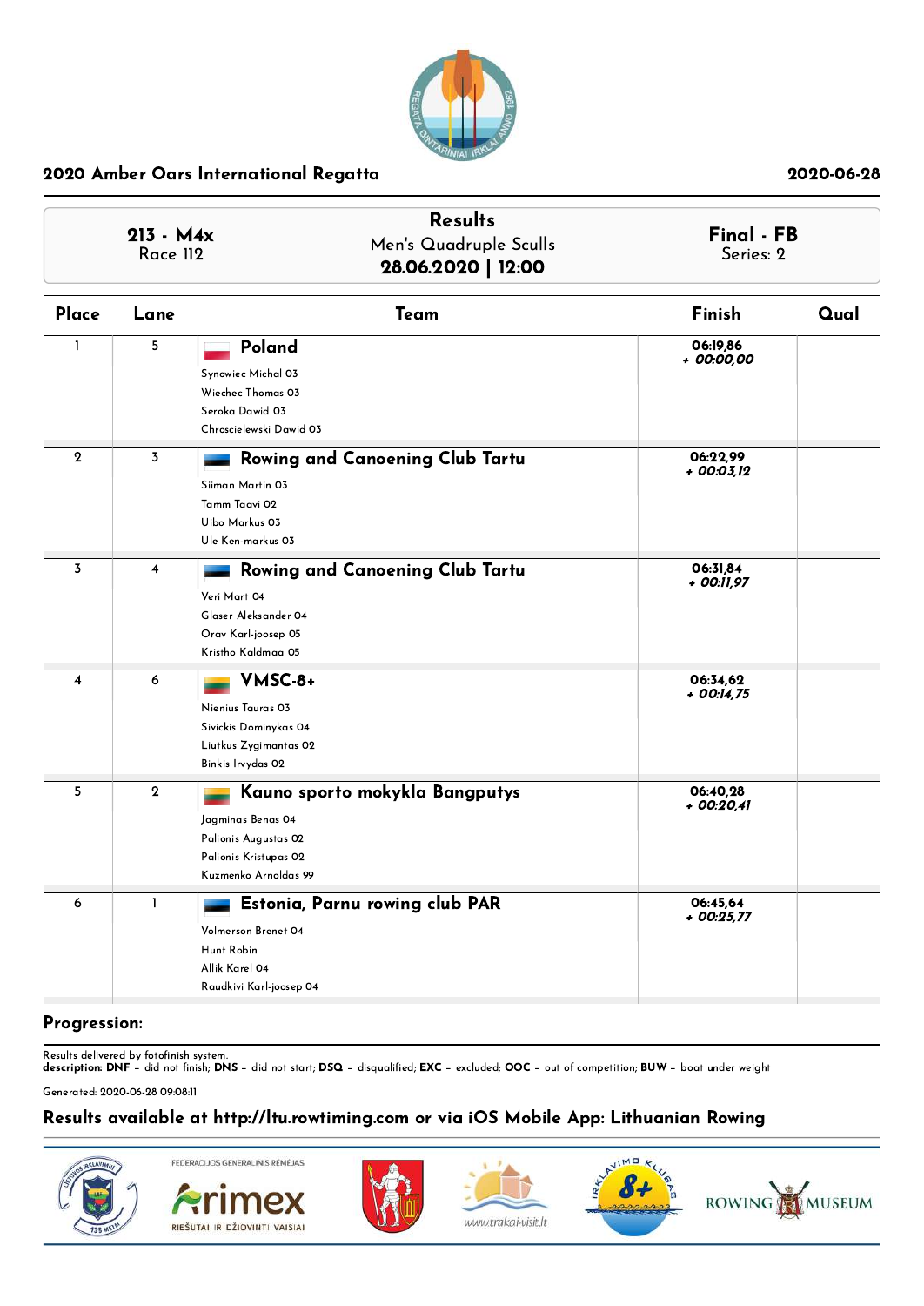## 2020 Amber Oars International Regatta

2020-06-28

| 213 - M4x<br>Race 112 | Results<br>Men's Quadruple Sculls<br>**28.06.2020 \| 12:00** | Final - FB<br>Series: 2 |
|---|---|---|

| Place | Lane | Team | Finish | Qual |
|---|---|---|---|---|
| 1 | 5 | **Poland**<br>Synowiec Michal 03<br>Wiechec Thomas 03<br>Seroka Dawid 03<br>Chroscielewski Dawid 03 | 06:19,86<br>*+ 00:00,00* | |
| 2 | 3 | **Rowing and Canoening Club Tartu**<br>Siiman Martin 03<br>Tamm Taavi 02<br>Uibo Markus 03<br>Ule Ken-markus 03 | 06:22,99<br>*+ 00:03,12* | |
| 3 | 4 | **Rowing and Canoening Club Tartu**<br>Veri Mart 04<br>Glaser Aleksander 04<br>Orav Karl-joosep 05<br>Kristho Kaldmaa 05 | 06:31,84<br>*+ 00:11,97* | |
| 4 | 6 | **VMSC-8+**<br>Nienius Tauras 03<br>Sivickis Dominykas 04<br>Liutkus Zygimantas 02<br>Binkis Irvydas 02 | 06:34,62<br>*+ 00:14,75* | |
| 5 | 2 | **Kauno sporto mokykla Bangputys**<br>Jagminas Benas 04<br>Palionis Augustas 02<br>Palionis Kristupas 02<br>Kuzmenko Arnoldas 99 | 06:40,28<br>*+ 00:20,41* | |
| 6 | 1 | **Estonia, Parnu rowing club PAR**<br>Volmerson Brenet 04<br>Hunt Robin<br>Allik Karel 04<br>Raudkivi Karl-joosep 04 | 06:45,64<br>*+ 00:25,77* | |

**Progression:**

Results delivered by fotofinish system.
**description: DNF** – did not finish; **DNS** – did not start; **DSQ** – disqualified; **EXC** – excluded; **OOC** – out of competition; **BUW** – boat under weight

Generated: 2020-06-28 09:08:11

**Results available at http://ltu.rowtiming.com or via iOS Mobile App: Lithuanian Rowing**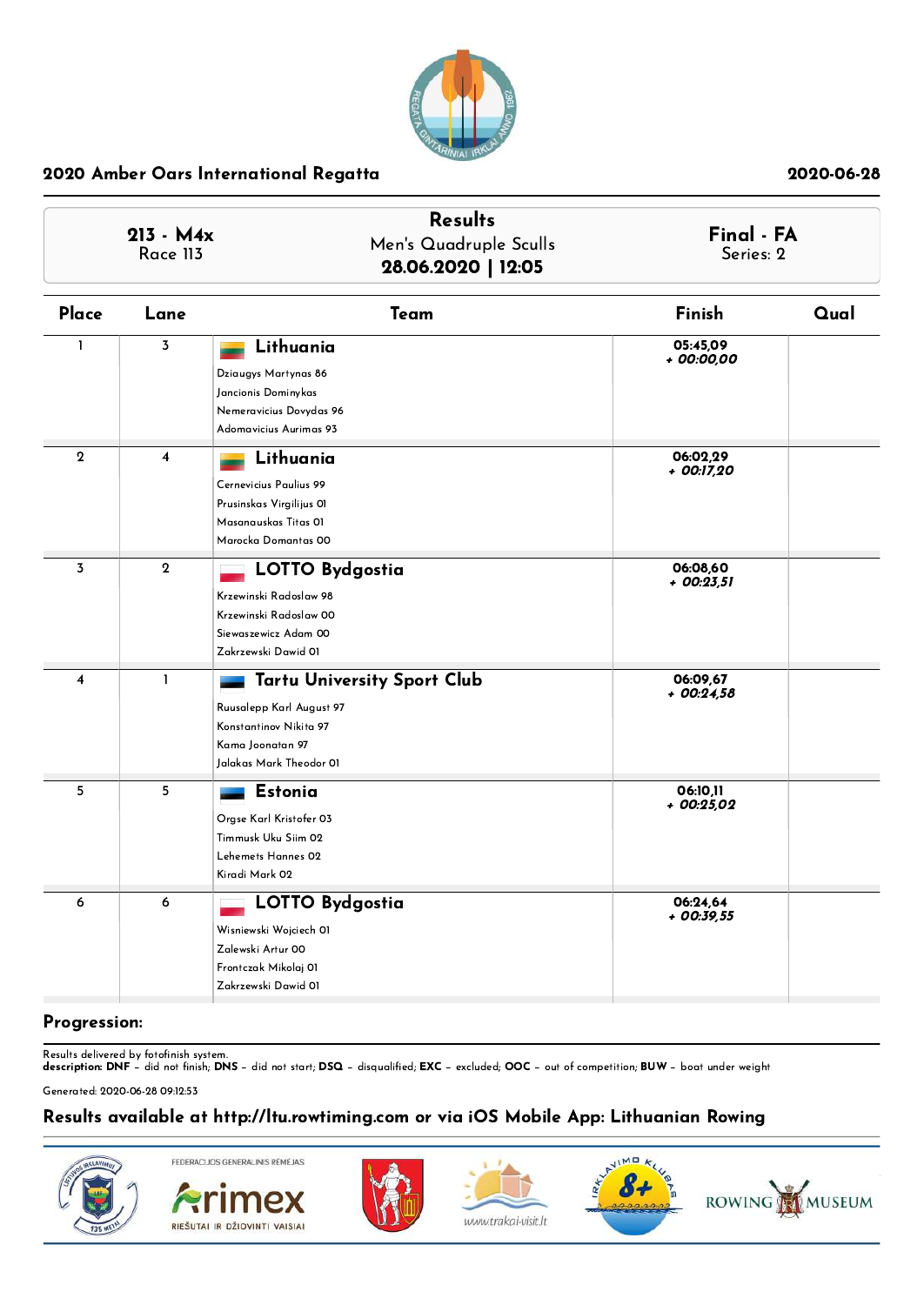## 2020 Amber Oars International Regatta

2020-06-28

| 213 - M4x<br>Race 113 | Results<br>Men's Quadruple Sculls<br>**28.06.2020 \| 12:05** | Final - FA<br>Series: 2 |
|---|---|---|

| Place | Lane | Team | Finish | Qual |
|---|---|---|---|---|
| 1 | 3 | **Lithuania**<br>Dziaugys Martynas 86<br>Jancionis Dominykas<br>Nemeravicius Dovydas 96<br>Adomavicius Aurimas 93 | 05:45,09<br>*+ 00:00,00* | |
| 2 | 4 | **Lithuania**<br>Cernevicius Paulius 99<br>Prusinskas Virgilijus 01<br>Masanauskas Titas 01<br>Marocka Domantas 00 | 06:02,29<br>*+ 00:17,20* | |
| 3 | 2 | **LOTTO Bydgostia**<br>Krzewinski Radoslaw 98<br>Krzewinski Radoslaw 00<br>Siewaszewicz Adam 00<br>Zakrzewski Dawid 01 | 06:08,60<br>*+ 00:23,51* | |
| 4 | 1 | **Tartu University Sport Club**<br>Ruusalepp Karl August 97<br>Konstantinov Nikita 97<br>Kama Joonatan 97<br>Jalakas Mark Theodor 01 | 06:09,67<br>*+ 00:24,58* | |
| 5 | 5 | **Estonia**<br>Orgse Karl Kristofer 03<br>Timmusk Uku Siim 02<br>Lehemets Hannes 02<br>Kiradi Mark 02 | 06:10,11<br>*+ 00:25,02* | |
| 6 | 6 | **LOTTO Bydgostia**<br>Wisniewski Wojciech 01<br>Zalewski Artur 00<br>Frontczak Mikolaj 01<br>Zakrzewski Dawid 01 | 06:24,64<br>*+ 00:39,55* | |

**Progression:**

Results delivered by fotofinish system.
**description: DNF** – did not finish; **DNS** – did not start; **DSQ** – disqualified; **EXC** – excluded; **OOC** – out of competition; **BUW** – boat under weight

Generated: 2020-06-28 09:12:53

**Results available at http://ltu.rowtiming.com or via iOS Mobile App: Lithuanian Rowing**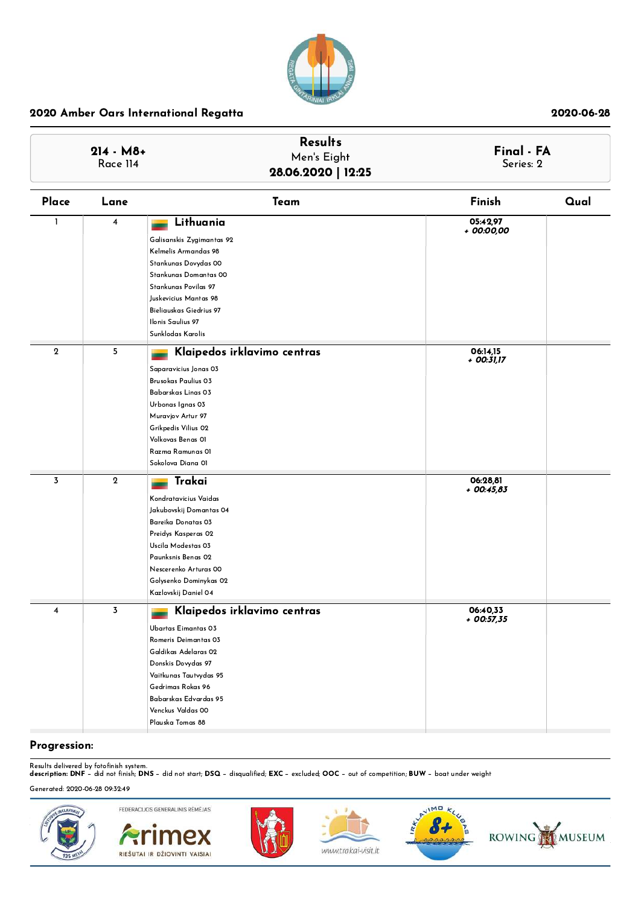## 2020 Amber Oars International Regatta

2020-06-28

| 214 - M8+ Race 114 | Results Men's Eight 28.06.2020 \| 12:25 | Final - FA Series: 2 |
|---|---|---|

| Place | Lane | Team | Finish | Qual |
|---|---|---|---|---|
| 1 | 4 | **Lithuania**<br>Galisanskis Zygimantas 92<br>Kelmelis Armandas 98<br>Stankunas Dovydas 00<br>Stankunas Domantas 00<br>Stankunas Povilas 97<br>Juskevicius Mantas 98<br>Bieliauskas Giedrius 97<br>Ilonis Saulius 97<br>Sunklodas Karolis | 05:42,97<br>*+ 00:00,00* | |
| 2 | 5 | **Klaipedos irklavimo centras**<br>Saparavicius Jonas 03<br>Brusokas Paulius 03<br>Babarskas Linas 03<br>Urbonas Ignas 03<br>Muravjov Artur 97<br>Grikpedis Vilius 02<br>Volkovas Benas 01<br>Razma Ramunas 01<br>Sokolova Diana 01 | 06:14,15<br>*+ 00:31,17* | |
| 3 | 2 | **Trakai**<br>Kondratavicius Vaidas<br>Jakubovskij Domantas 04<br>Bareika Donatas 03<br>Preidys Kasperas 02<br>Uscila Modestas 03<br>Paunksnis Benas 02<br>Nescerenko Arturas 00<br>Golysenko Dominykas 02<br>Kazlovskij Daniel 04 | 06:28,81<br>*+ 00:45,83* | |
| 4 | 3 | **Klaipedos irklavimo centras**<br>Ubartas Eimantas 03<br>Romeris Deimantas 03<br>Galdikas Adelaras 02<br>Donskis Dovydas 97<br>Vaitkunas Tautvydas 95<br>Gedrimas Rokas 96<br>Babarskas Edvardas 95<br>Venckus Valdas 00<br>Plauska Tomas 88 | 06:40,33<br>*+ 00:57,35* | |

**Progression:**

Results delivered by fotofinish system.
**description: DNF** – did not finish; **DNS** – did not start; **DSQ** – disqualified; **EXC** – excluded; **OOC** – out of competition; **BUW** – boat under weight

Generated: 2020-06-28 09:32:49

FEDERACIJOS GENERALINIS RĖMĖJAS

Arimex

RIEŠUTAI IR DŽIOVINTI VAISIAI

www.trakai-visit.lt

ROWING MUSEUM